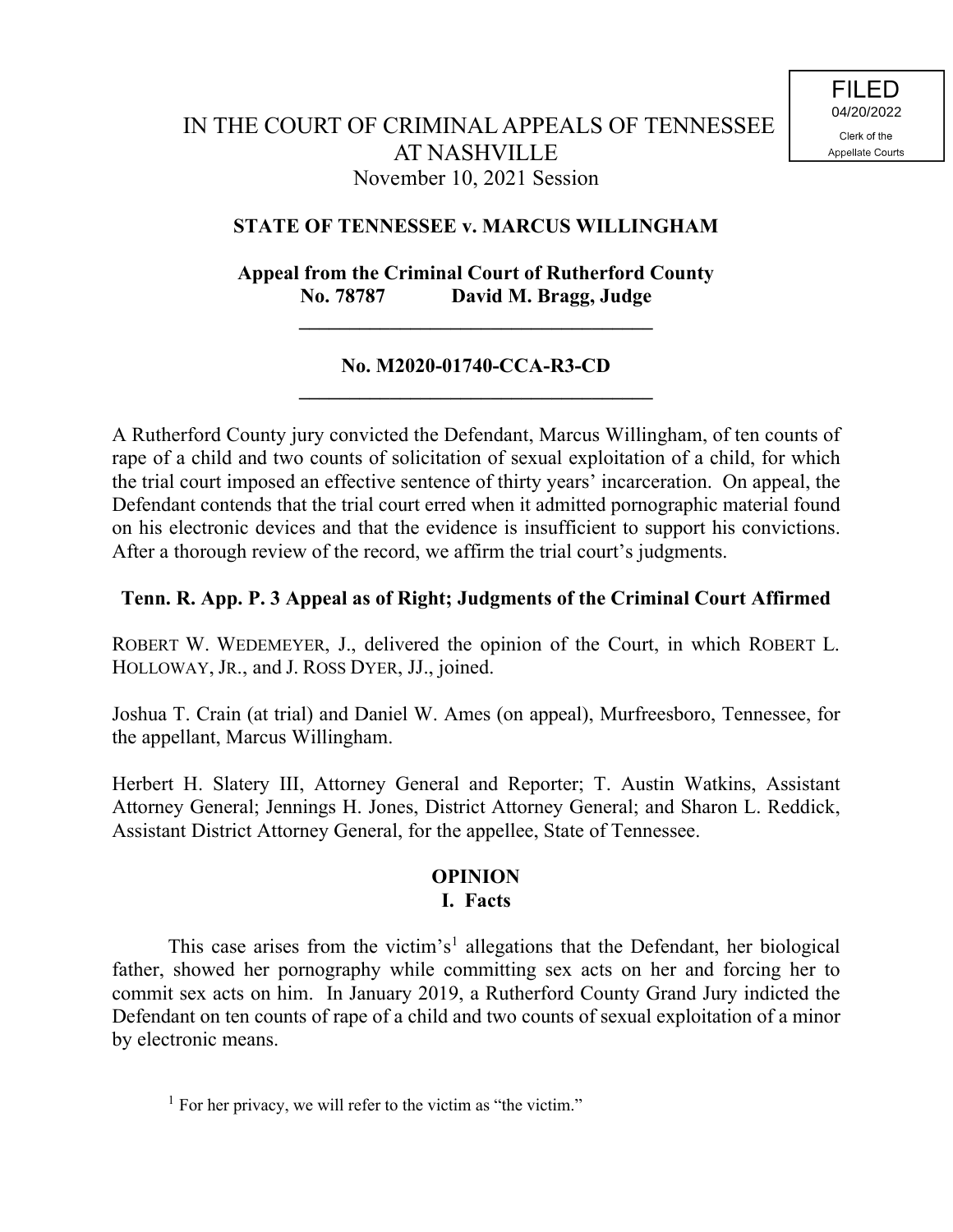FILED
04/20/2022
Clerk of the
Appellate Courts

# IN THE COURT OF CRIMINAL APPEALS OF TENNESSEE AT NASHVILLE

November 10, 2021 Session

**STATE OF TENNESSEE v. MARCUS WILLINGHAM**

**Appeal from the Criminal Court of Rutherford County**
**No. 78787 David M. Bragg, Judge**

---

**No. M2020-01740-CCA-R3-CD**

---

A Rutherford County jury convicted the Defendant, Marcus Willingham, of ten counts of rape of a child and two counts of solicitation of sexual exploitation of a child, for which the trial court imposed an effective sentence of thirty years' incarceration. On appeal, the Defendant contends that the trial court erred when it admitted pornographic material found on his electronic devices and that the evidence is insufficient to support his convictions. After a thorough review of the record, we affirm the trial court's judgments.

**Tenn. R. App. P. 3 Appeal as of Right; Judgments of the Criminal Court Affirmed**

ROBERT W. WEDEMEYER, J., delivered the opinion of the Court, in which ROBERT L. HOLLOWAY, JR., and J. ROSS DYER, JJ., joined.

Joshua T. Crain (at trial) and Daniel W. Ames (on appeal), Murfreesboro, Tennessee, for the appellant, Marcus Willingham.

Herbert H. Slatery III, Attorney General and Reporter; T. Austin Watkins, Assistant Attorney General; Jennings H. Jones, District Attorney General; and Sharon L. Reddick, Assistant District Attorney General, for the appellee, State of Tennessee.

## OPINION

### I. Facts

This case arises from the victim's[1] allegations that the Defendant, her biological father, showed her pornography while committing sex acts on her and forcing her to commit sex acts on him. In January 2019, a Rutherford County Grand Jury indicted the Defendant on ten counts of rape of a child and two counts of sexual exploitation of a minor by electronic means.

[1] For her privacy, we will refer to the victim as "the victim."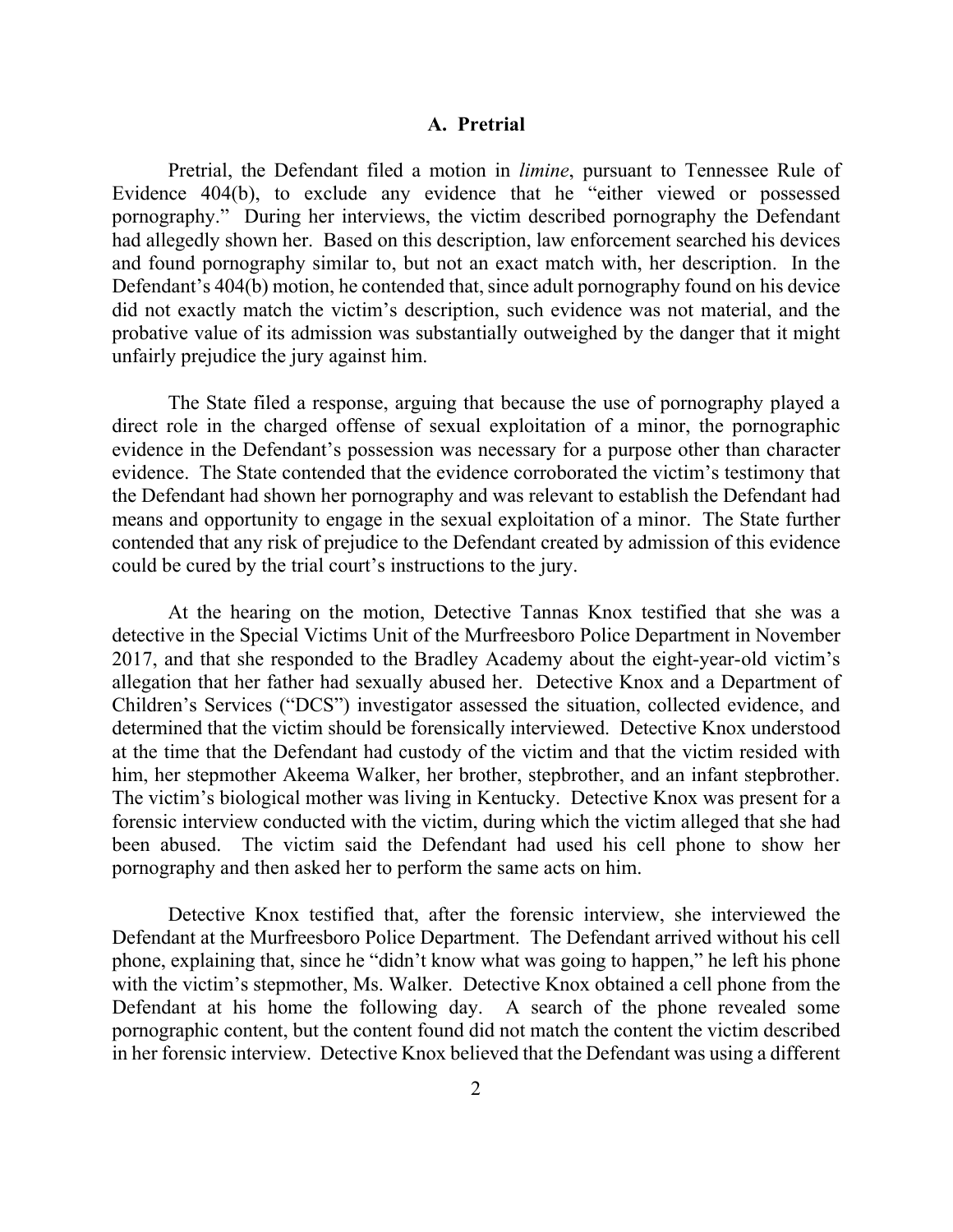## A. Pretrial

Pretrial, the Defendant filed a motion in *limine*, pursuant to Tennessee Rule of Evidence 404(b), to exclude any evidence that he "either viewed or possessed pornography." During her interviews, the victim described pornography the Defendant had allegedly shown her. Based on this description, law enforcement searched his devices and found pornography similar to, but not an exact match with, her description. In the Defendant's 404(b) motion, he contended that, since adult pornography found on his device did not exactly match the victim's description, such evidence was not material, and the probative value of its admission was substantially outweighed by the danger that it might unfairly prejudice the jury against him.

The State filed a response, arguing that because the use of pornography played a direct role in the charged offense of sexual exploitation of a minor, the pornographic evidence in the Defendant's possession was necessary for a purpose other than character evidence. The State contended that the evidence corroborated the victim's testimony that the Defendant had shown her pornography and was relevant to establish the Defendant had means and opportunity to engage in the sexual exploitation of a minor. The State further contended that any risk of prejudice to the Defendant created by admission of this evidence could be cured by the trial court's instructions to the jury.

At the hearing on the motion, Detective Tannas Knox testified that she was a detective in the Special Victims Unit of the Murfreesboro Police Department in November 2017, and that she responded to the Bradley Academy about the eight-year-old victim's allegation that her father had sexually abused her. Detective Knox and a Department of Children's Services ("DCS") investigator assessed the situation, collected evidence, and determined that the victim should be forensically interviewed. Detective Knox understood at the time that the Defendant had custody of the victim and that the victim resided with him, her stepmother Akeema Walker, her brother, stepbrother, and an infant stepbrother. The victim's biological mother was living in Kentucky. Detective Knox was present for a forensic interview conducted with the victim, during which the victim alleged that she had been abused. The victim said the Defendant had used his cell phone to show her pornography and then asked her to perform the same acts on him.

Detective Knox testified that, after the forensic interview, she interviewed the Defendant at the Murfreesboro Police Department. The Defendant arrived without his cell phone, explaining that, since he "didn't know what was going to happen," he left his phone with the victim's stepmother, Ms. Walker. Detective Knox obtained a cell phone from the Defendant at his home the following day. A search of the phone revealed some pornographic content, but the content found did not match the content the victim described in her forensic interview. Detective Knox believed that the Defendant was using a different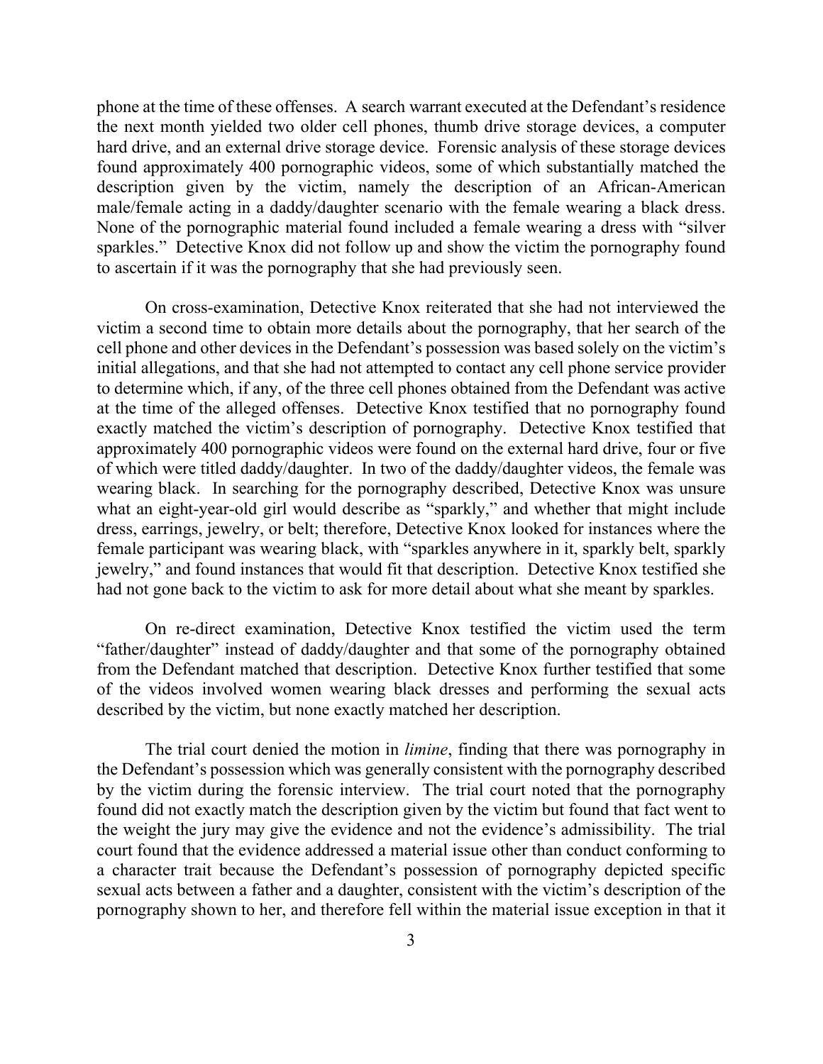phone at the time of these offenses. A search warrant executed at the Defendant's residence the next month yielded two older cell phones, thumb drive storage devices, a computer hard drive, and an external drive storage device. Forensic analysis of these storage devices found approximately 400 pornographic videos, some of which substantially matched the description given by the victim, namely the description of an African-American male/female acting in a daddy/daughter scenario with the female wearing a black dress. None of the pornographic material found included a female wearing a dress with "silver sparkles." Detective Knox did not follow up and show the victim the pornography found to ascertain if it was the pornography that she had previously seen.

On cross-examination, Detective Knox reiterated that she had not interviewed the victim a second time to obtain more details about the pornography, that her search of the cell phone and other devices in the Defendant's possession was based solely on the victim's initial allegations, and that she had not attempted to contact any cell phone service provider to determine which, if any, of the three cell phones obtained from the Defendant was active at the time of the alleged offenses. Detective Knox testified that no pornography found exactly matched the victim's description of pornography. Detective Knox testified that approximately 400 pornographic videos were found on the external hard drive, four or five of which were titled daddy/daughter. In two of the daddy/daughter videos, the female was wearing black. In searching for the pornography described, Detective Knox was unsure what an eight-year-old girl would describe as "sparkly," and whether that might include dress, earrings, jewelry, or belt; therefore, Detective Knox looked for instances where the female participant was wearing black, with "sparkles anywhere in it, sparkly belt, sparkly jewelry," and found instances that would fit that description. Detective Knox testified she had not gone back to the victim to ask for more detail about what she meant by sparkles.

On re-direct examination, Detective Knox testified the victim used the term "father/daughter" instead of daddy/daughter and that some of the pornography obtained from the Defendant matched that description. Detective Knox further testified that some of the videos involved women wearing black dresses and performing the sexual acts described by the victim, but none exactly matched her description.

The trial court denied the motion in *limine*, finding that there was pornography in the Defendant's possession which was generally consistent with the pornography described by the victim during the forensic interview. The trial court noted that the pornography found did not exactly match the description given by the victim but found that fact went to the weight the jury may give the evidence and not the evidence's admissibility. The trial court found that the evidence addressed a material issue other than conduct conforming to a character trait because the Defendant's possession of pornography depicted specific sexual acts between a father and a daughter, consistent with the victim's description of the pornography shown to her, and therefore fell within the material issue exception in that it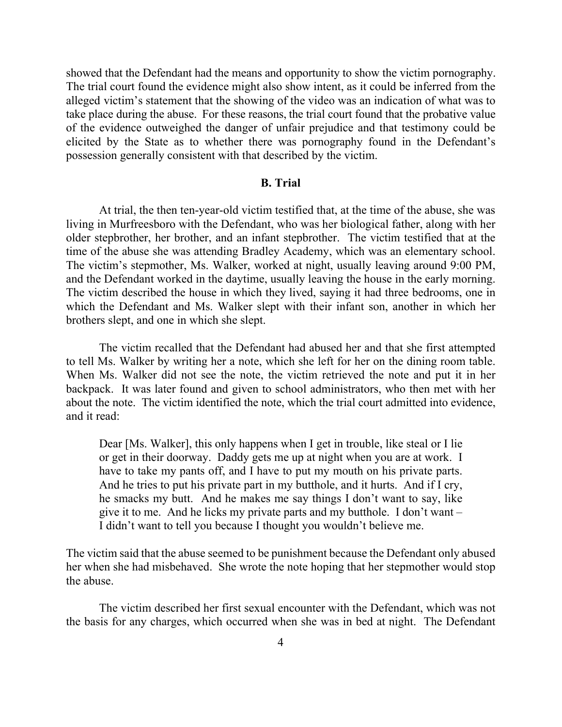showed that the Defendant had the means and opportunity to show the victim pornography. The trial court found the evidence might also show intent, as it could be inferred from the alleged victim's statement that the showing of the video was an indication of what was to take place during the abuse. For these reasons, the trial court found that the probative value of the evidence outweighed the danger of unfair prejudice and that testimony could be elicited by the State as to whether there was pornography found in the Defendant's possession generally consistent with that described by the victim.

**B. Trial**

At trial, the then ten-year-old victim testified that, at the time of the abuse, she was living in Murfreesboro with the Defendant, who was her biological father, along with her older stepbrother, her brother, and an infant stepbrother. The victim testified that at the time of the abuse she was attending Bradley Academy, which was an elementary school. The victim's stepmother, Ms. Walker, worked at night, usually leaving around 9:00 PM, and the Defendant worked in the daytime, usually leaving the house in the early morning. The victim described the house in which they lived, saying it had three bedrooms, one in which the Defendant and Ms. Walker slept with their infant son, another in which her brothers slept, and one in which she slept.

The victim recalled that the Defendant had abused her and that she first attempted to tell Ms. Walker by writing her a note, which she left for her on the dining room table. When Ms. Walker did not see the note, the victim retrieved the note and put it in her backpack. It was later found and given to school administrators, who then met with her about the note. The victim identified the note, which the trial court admitted into evidence, and it read:

> Dear [Ms. Walker], this only happens when I get in trouble, like steal or I lie or get in their doorway. Daddy gets me up at night when you are at work. I have to take my pants off, and I have to put my mouth on his private parts. And he tries to put his private part in my butthole, and it hurts. And if I cry, he smacks my butt. And he makes me say things I don't want to say, like give it to me. And he licks my private parts and my butthole. I don't want – I didn't want to tell you because I thought you wouldn't believe me.

The victim said that the abuse seemed to be punishment because the Defendant only abused her when she had misbehaved. She wrote the note hoping that her stepmother would stop the abuse.

The victim described her first sexual encounter with the Defendant, which was not the basis for any charges, which occurred when she was in bed at night. The Defendant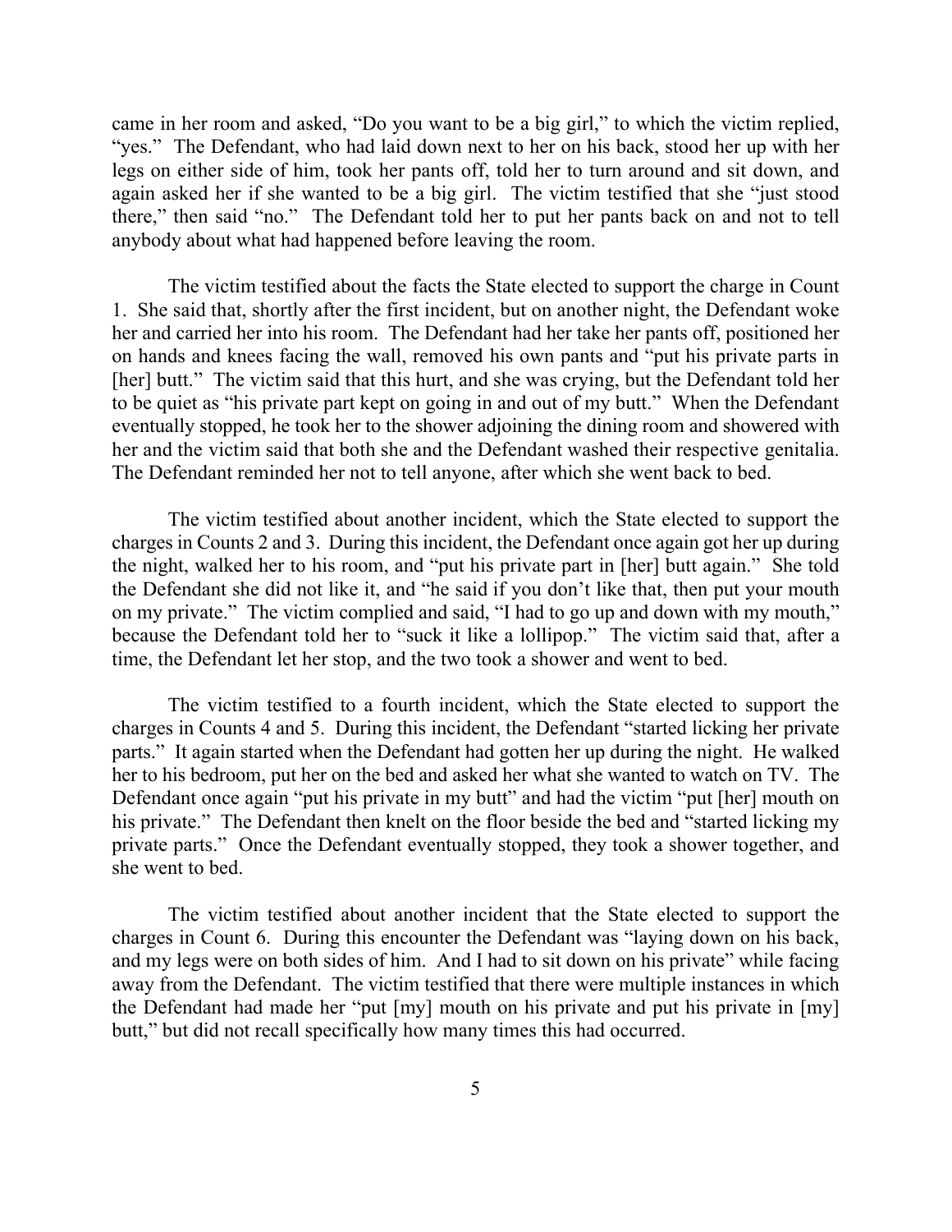came in her room and asked, "Do you want to be a big girl," to which the victim replied, "yes." The Defendant, who had laid down next to her on his back, stood her up with her legs on either side of him, took her pants off, told her to turn around and sit down, and again asked her if she wanted to be a big girl. The victim testified that she "just stood there," then said "no." The Defendant told her to put her pants back on and not to tell anybody about what had happened before leaving the room.

The victim testified about the facts the State elected to support the charge in Count 1. She said that, shortly after the first incident, but on another night, the Defendant woke her and carried her into his room. The Defendant had her take her pants off, positioned her on hands and knees facing the wall, removed his own pants and "put his private parts in [her] butt." The victim said that this hurt, and she was crying, but the Defendant told her to be quiet as "his private part kept on going in and out of my butt." When the Defendant eventually stopped, he took her to the shower adjoining the dining room and showered with her and the victim said that both she and the Defendant washed their respective genitalia. The Defendant reminded her not to tell anyone, after which she went back to bed.

The victim testified about another incident, which the State elected to support the charges in Counts 2 and 3. During this incident, the Defendant once again got her up during the night, walked her to his room, and "put his private part in [her] butt again." She told the Defendant she did not like it, and "he said if you don't like that, then put your mouth on my private." The victim complied and said, "I had to go up and down with my mouth," because the Defendant told her to "suck it like a lollipop." The victim said that, after a time, the Defendant let her stop, and the two took a shower and went to bed.

The victim testified to a fourth incident, which the State elected to support the charges in Counts 4 and 5. During this incident, the Defendant "started licking her private parts." It again started when the Defendant had gotten her up during the night. He walked her to his bedroom, put her on the bed and asked her what she wanted to watch on TV. The Defendant once again "put his private in my butt" and had the victim "put [her] mouth on his private." The Defendant then knelt on the floor beside the bed and "started licking my private parts." Once the Defendant eventually stopped, they took a shower together, and she went to bed.

The victim testified about another incident that the State elected to support the charges in Count 6. During this encounter the Defendant was "laying down on his back, and my legs were on both sides of him. And I had to sit down on his private" while facing away from the Defendant. The victim testified that there were multiple instances in which the Defendant had made her "put [my] mouth on his private and put his private in [my] butt," but did not recall specifically how many times this had occurred.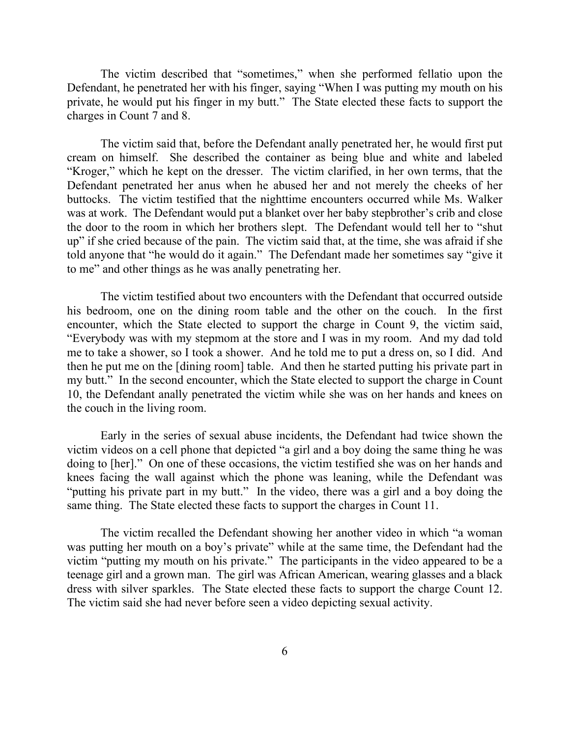The victim described that "sometimes," when she performed fellatio upon the Defendant, he penetrated her with his finger, saying "When I was putting my mouth on his private, he would put his finger in my butt." The State elected these facts to support the charges in Count 7 and 8.

The victim said that, before the Defendant anally penetrated her, he would first put cream on himself. She described the container as being blue and white and labeled "Kroger," which he kept on the dresser. The victim clarified, in her own terms, that the Defendant penetrated her anus when he abused her and not merely the cheeks of her buttocks. The victim testified that the nighttime encounters occurred while Ms. Walker was at work. The Defendant would put a blanket over her baby stepbrother's crib and close the door to the room in which her brothers slept. The Defendant would tell her to "shut up" if she cried because of the pain. The victim said that, at the time, she was afraid if she told anyone that "he would do it again." The Defendant made her sometimes say "give it to me" and other things as he was anally penetrating her.

The victim testified about two encounters with the Defendant that occurred outside his bedroom, one on the dining room table and the other on the couch. In the first encounter, which the State elected to support the charge in Count 9, the victim said, "Everybody was with my stepmom at the store and I was in my room. And my dad told me to take a shower, so I took a shower. And he told me to put a dress on, so I did. And then he put me on the [dining room] table. And then he started putting his private part in my butt." In the second encounter, which the State elected to support the charge in Count 10, the Defendant anally penetrated the victim while she was on her hands and knees on the couch in the living room.

Early in the series of sexual abuse incidents, the Defendant had twice shown the victim videos on a cell phone that depicted "a girl and a boy doing the same thing he was doing to [her]." On one of these occasions, the victim testified she was on her hands and knees facing the wall against which the phone was leaning, while the Defendant was "putting his private part in my butt." In the video, there was a girl and a boy doing the same thing. The State elected these facts to support the charges in Count 11.

The victim recalled the Defendant showing her another video in which "a woman was putting her mouth on a boy's private" while at the same time, the Defendant had the victim "putting my mouth on his private." The participants in the video appeared to be a teenage girl and a grown man. The girl was African American, wearing glasses and a black dress with silver sparkles. The State elected these facts to support the charge Count 12. The victim said she had never before seen a video depicting sexual activity.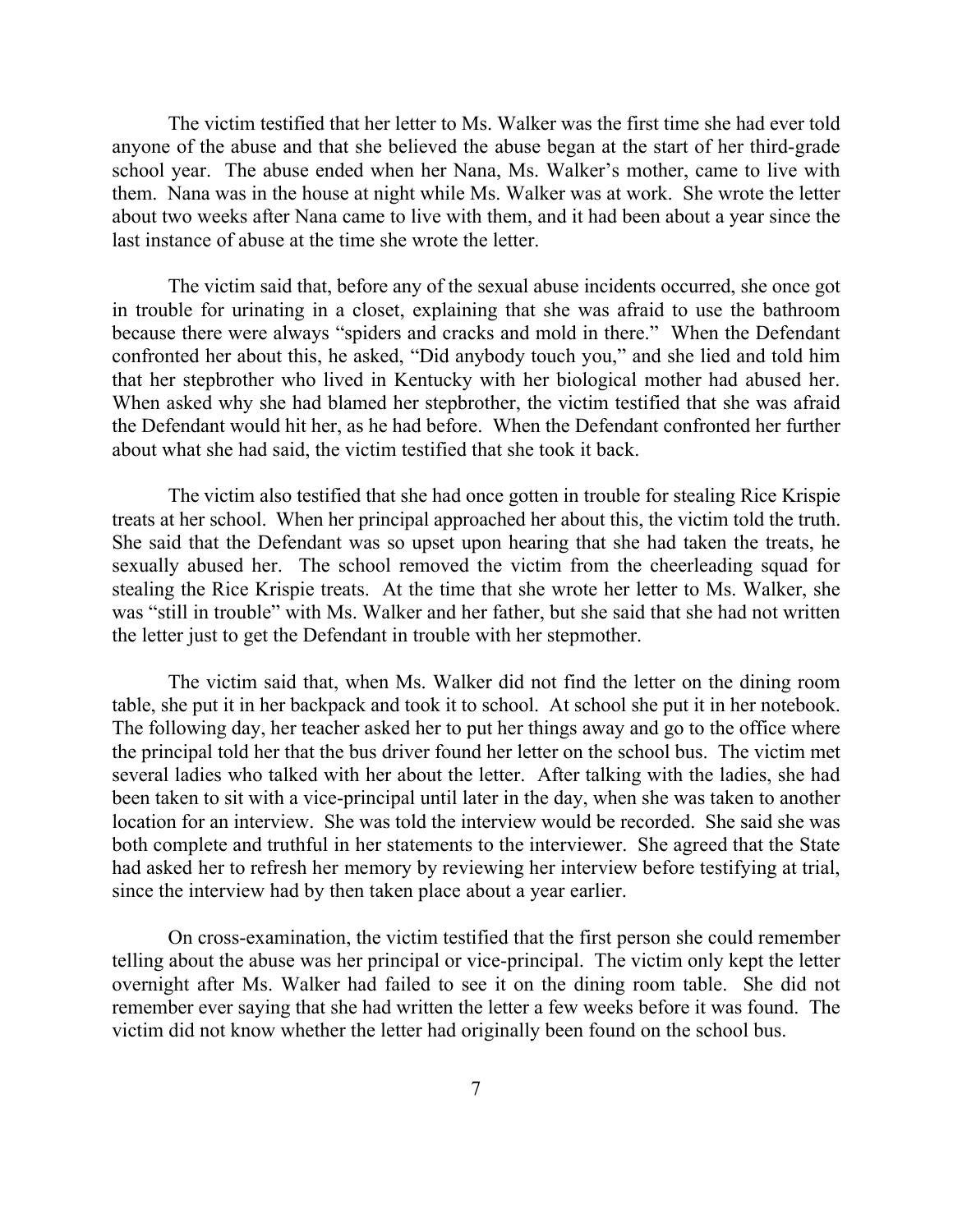The victim testified that her letter to Ms. Walker was the first time she had ever told anyone of the abuse and that she believed the abuse began at the start of her third-grade school year. The abuse ended when her Nana, Ms. Walker's mother, came to live with them. Nana was in the house at night while Ms. Walker was at work. She wrote the letter about two weeks after Nana came to live with them, and it had been about a year since the last instance of abuse at the time she wrote the letter.

The victim said that, before any of the sexual abuse incidents occurred, she once got in trouble for urinating in a closet, explaining that she was afraid to use the bathroom because there were always "spiders and cracks and mold in there." When the Defendant confronted her about this, he asked, "Did anybody touch you," and she lied and told him that her stepbrother who lived in Kentucky with her biological mother had abused her. When asked why she had blamed her stepbrother, the victim testified that she was afraid the Defendant would hit her, as he had before. When the Defendant confronted her further about what she had said, the victim testified that she took it back.

The victim also testified that she had once gotten in trouble for stealing Rice Krispie treats at her school. When her principal approached her about this, the victim told the truth. She said that the Defendant was so upset upon hearing that she had taken the treats, he sexually abused her. The school removed the victim from the cheerleading squad for stealing the Rice Krispie treats. At the time that she wrote her letter to Ms. Walker, she was "still in trouble" with Ms. Walker and her father, but she said that she had not written the letter just to get the Defendant in trouble with her stepmother.

The victim said that, when Ms. Walker did not find the letter on the dining room table, she put it in her backpack and took it to school. At school she put it in her notebook. The following day, her teacher asked her to put her things away and go to the office where the principal told her that the bus driver found her letter on the school bus. The victim met several ladies who talked with her about the letter. After talking with the ladies, she had been taken to sit with a vice-principal until later in the day, when she was taken to another location for an interview. She was told the interview would be recorded. She said she was both complete and truthful in her statements to the interviewer. She agreed that the State had asked her to refresh her memory by reviewing her interview before testifying at trial, since the interview had by then taken place about a year earlier.

On cross-examination, the victim testified that the first person she could remember telling about the abuse was her principal or vice-principal. The victim only kept the letter overnight after Ms. Walker had failed to see it on the dining room table. She did not remember ever saying that she had written the letter a few weeks before it was found. The victim did not know whether the letter had originally been found on the school bus.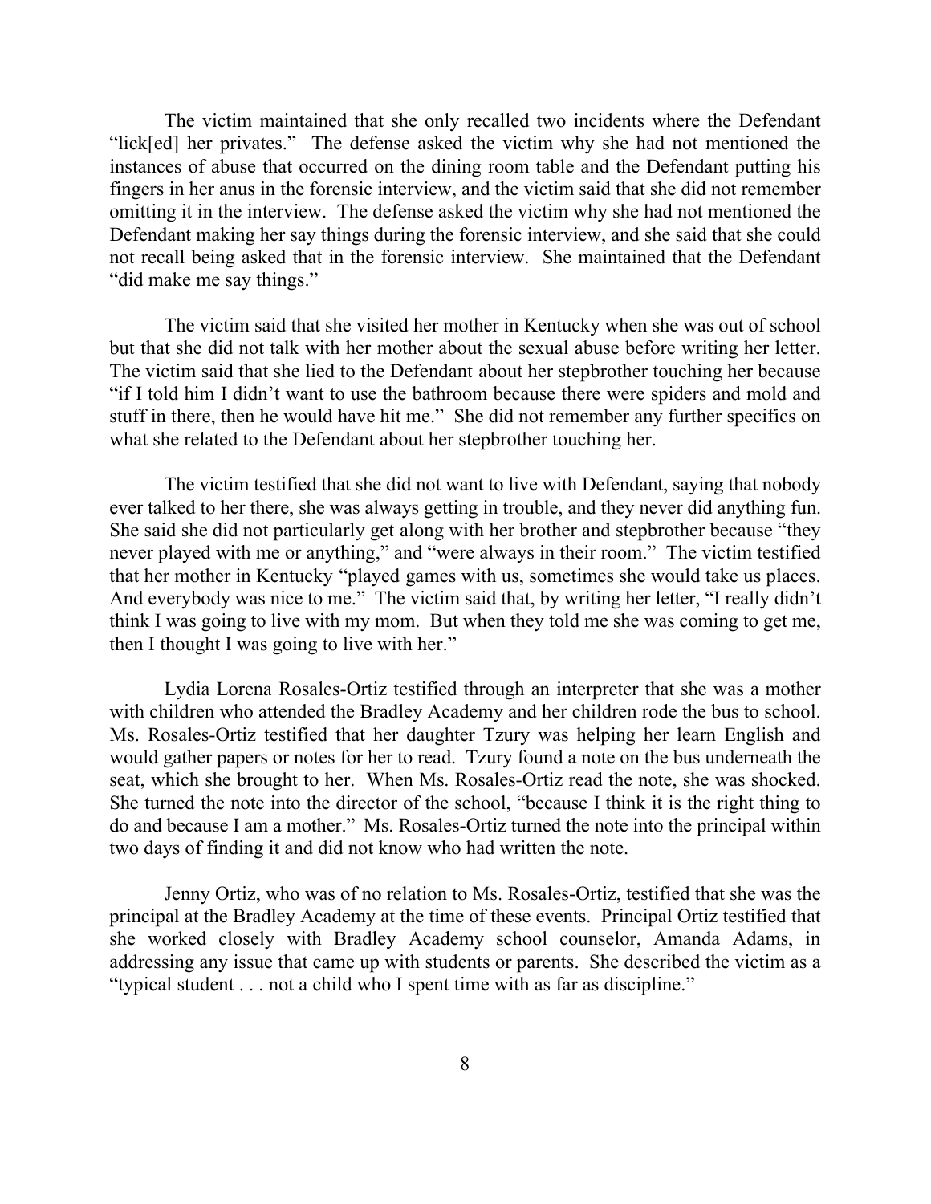The victim maintained that she only recalled two incidents where the Defendant "lick[ed] her privates." The defense asked the victim why she had not mentioned the instances of abuse that occurred on the dining room table and the Defendant putting his fingers in her anus in the forensic interview, and the victim said that she did not remember omitting it in the interview. The defense asked the victim why she had not mentioned the Defendant making her say things during the forensic interview, and she said that she could not recall being asked that in the forensic interview. She maintained that the Defendant "did make me say things."

The victim said that she visited her mother in Kentucky when she was out of school but that she did not talk with her mother about the sexual abuse before writing her letter. The victim said that she lied to the Defendant about her stepbrother touching her because "if I told him I didn't want to use the bathroom because there were spiders and mold and stuff in there, then he would have hit me." She did not remember any further specifics on what she related to the Defendant about her stepbrother touching her.

The victim testified that she did not want to live with Defendant, saying that nobody ever talked to her there, she was always getting in trouble, and they never did anything fun. She said she did not particularly get along with her brother and stepbrother because "they never played with me or anything," and "were always in their room." The victim testified that her mother in Kentucky "played games with us, sometimes she would take us places. And everybody was nice to me." The victim said that, by writing her letter, "I really didn't think I was going to live with my mom. But when they told me she was coming to get me, then I thought I was going to live with her."

Lydia Lorena Rosales-Ortiz testified through an interpreter that she was a mother with children who attended the Bradley Academy and her children rode the bus to school. Ms. Rosales-Ortiz testified that her daughter Tzury was helping her learn English and would gather papers or notes for her to read. Tzury found a note on the bus underneath the seat, which she brought to her. When Ms. Rosales-Ortiz read the note, she was shocked. She turned the note into the director of the school, "because I think it is the right thing to do and because I am a mother." Ms. Rosales-Ortiz turned the note into the principal within two days of finding it and did not know who had written the note.

Jenny Ortiz, who was of no relation to Ms. Rosales-Ortiz, testified that she was the principal at the Bradley Academy at the time of these events. Principal Ortiz testified that she worked closely with Bradley Academy school counselor, Amanda Adams, in addressing any issue that came up with students or parents. She described the victim as a "typical student . . . not a child who I spent time with as far as discipline."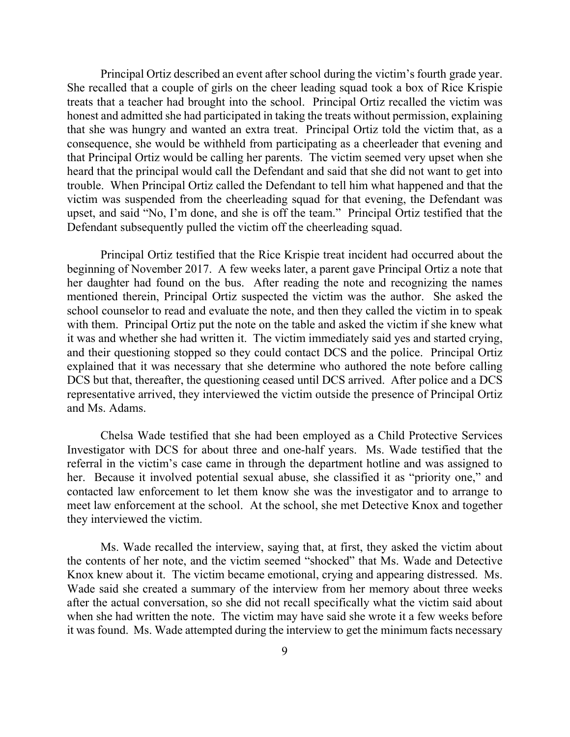Principal Ortiz described an event after school during the victim's fourth grade year. She recalled that a couple of girls on the cheer leading squad took a box of Rice Krispie treats that a teacher had brought into the school. Principal Ortiz recalled the victim was honest and admitted she had participated in taking the treats without permission, explaining that she was hungry and wanted an extra treat. Principal Ortiz told the victim that, as a consequence, she would be withheld from participating as a cheerleader that evening and that Principal Ortiz would be calling her parents. The victim seemed very upset when she heard that the principal would call the Defendant and said that she did not want to get into trouble. When Principal Ortiz called the Defendant to tell him what happened and that the victim was suspended from the cheerleading squad for that evening, the Defendant was upset, and said "No, I'm done, and she is off the team." Principal Ortiz testified that the Defendant subsequently pulled the victim off the cheerleading squad.

Principal Ortiz testified that the Rice Krispie treat incident had occurred about the beginning of November 2017. A few weeks later, a parent gave Principal Ortiz a note that her daughter had found on the bus. After reading the note and recognizing the names mentioned therein, Principal Ortiz suspected the victim was the author. She asked the school counselor to read and evaluate the note, and then they called the victim in to speak with them. Principal Ortiz put the note on the table and asked the victim if she knew what it was and whether she had written it. The victim immediately said yes and started crying, and their questioning stopped so they could contact DCS and the police. Principal Ortiz explained that it was necessary that she determine who authored the note before calling DCS but that, thereafter, the questioning ceased until DCS arrived. After police and a DCS representative arrived, they interviewed the victim outside the presence of Principal Ortiz and Ms. Adams.

Chelsa Wade testified that she had been employed as a Child Protective Services Investigator with DCS for about three and one-half years. Ms. Wade testified that the referral in the victim's case came in through the department hotline and was assigned to her. Because it involved potential sexual abuse, she classified it as "priority one," and contacted law enforcement to let them know she was the investigator and to arrange to meet law enforcement at the school. At the school, she met Detective Knox and together they interviewed the victim.

Ms. Wade recalled the interview, saying that, at first, they asked the victim about the contents of her note, and the victim seemed "shocked" that Ms. Wade and Detective Knox knew about it. The victim became emotional, crying and appearing distressed. Ms. Wade said she created a summary of the interview from her memory about three weeks after the actual conversation, so she did not recall specifically what the victim said about when she had written the note. The victim may have said she wrote it a few weeks before it was found. Ms. Wade attempted during the interview to get the minimum facts necessary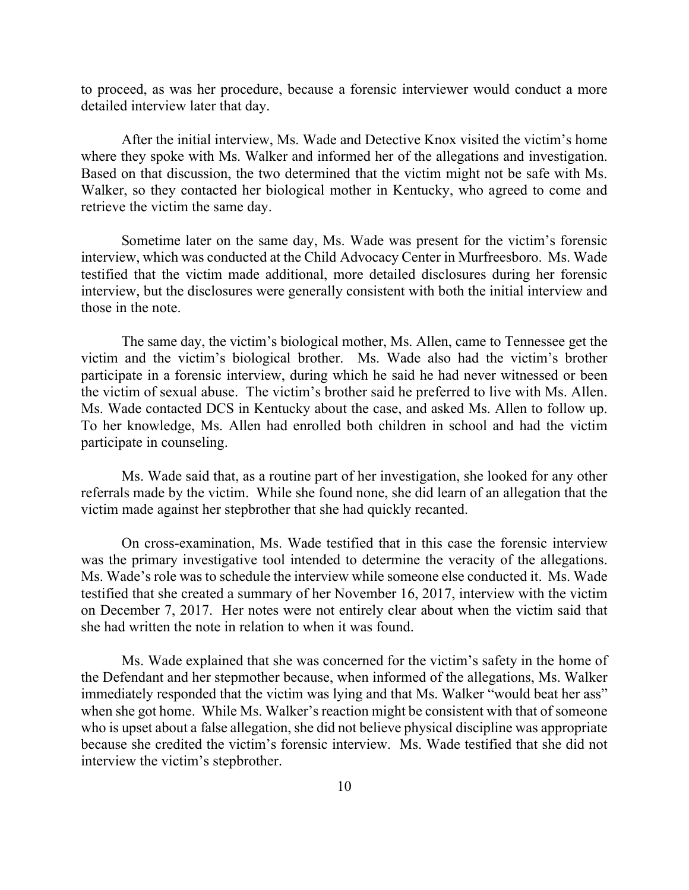to proceed, as was her procedure, because a forensic interviewer would conduct a more detailed interview later that day.

After the initial interview, Ms. Wade and Detective Knox visited the victim's home where they spoke with Ms. Walker and informed her of the allegations and investigation. Based on that discussion, the two determined that the victim might not be safe with Ms. Walker, so they contacted her biological mother in Kentucky, who agreed to come and retrieve the victim the same day.

Sometime later on the same day, Ms. Wade was present for the victim's forensic interview, which was conducted at the Child Advocacy Center in Murfreesboro. Ms. Wade testified that the victim made additional, more detailed disclosures during her forensic interview, but the disclosures were generally consistent with both the initial interview and those in the note.

The same day, the victim's biological mother, Ms. Allen, came to Tennessee get the victim and the victim's biological brother. Ms. Wade also had the victim's brother participate in a forensic interview, during which he said he had never witnessed or been the victim of sexual abuse. The victim's brother said he preferred to live with Ms. Allen. Ms. Wade contacted DCS in Kentucky about the case, and asked Ms. Allen to follow up. To her knowledge, Ms. Allen had enrolled both children in school and had the victim participate in counseling.

Ms. Wade said that, as a routine part of her investigation, she looked for any other referrals made by the victim. While she found none, she did learn of an allegation that the victim made against her stepbrother that she had quickly recanted.

On cross-examination, Ms. Wade testified that in this case the forensic interview was the primary investigative tool intended to determine the veracity of the allegations. Ms. Wade's role was to schedule the interview while someone else conducted it. Ms. Wade testified that she created a summary of her November 16, 2017, interview with the victim on December 7, 2017. Her notes were not entirely clear about when the victim said that she had written the note in relation to when it was found.

Ms. Wade explained that she was concerned for the victim's safety in the home of the Defendant and her stepmother because, when informed of the allegations, Ms. Walker immediately responded that the victim was lying and that Ms. Walker "would beat her ass" when she got home. While Ms. Walker's reaction might be consistent with that of someone who is upset about a false allegation, she did not believe physical discipline was appropriate because she credited the victim's forensic interview. Ms. Wade testified that she did not interview the victim's stepbrother.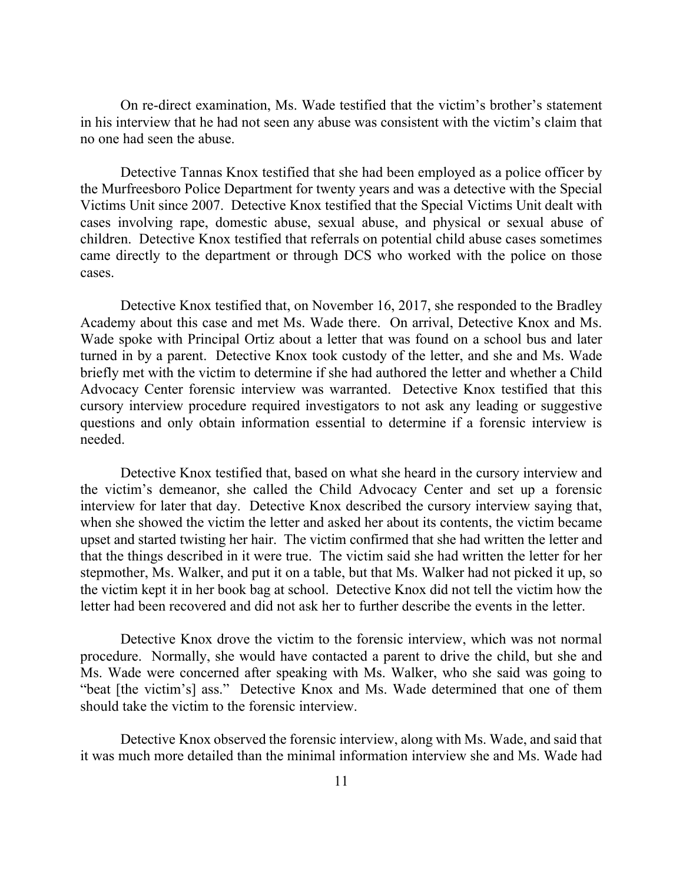On re-direct examination, Ms. Wade testified that the victim's brother's statement in his interview that he had not seen any abuse was consistent with the victim's claim that no one had seen the abuse.

Detective Tannas Knox testified that she had been employed as a police officer by the Murfreesboro Police Department for twenty years and was a detective with the Special Victims Unit since 2007. Detective Knox testified that the Special Victims Unit dealt with cases involving rape, domestic abuse, sexual abuse, and physical or sexual abuse of children. Detective Knox testified that referrals on potential child abuse cases sometimes came directly to the department or through DCS who worked with the police on those cases.

Detective Knox testified that, on November 16, 2017, she responded to the Bradley Academy about this case and met Ms. Wade there. On arrival, Detective Knox and Ms. Wade spoke with Principal Ortiz about a letter that was found on a school bus and later turned in by a parent. Detective Knox took custody of the letter, and she and Ms. Wade briefly met with the victim to determine if she had authored the letter and whether a Child Advocacy Center forensic interview was warranted. Detective Knox testified that this cursory interview procedure required investigators to not ask any leading or suggestive questions and only obtain information essential to determine if a forensic interview is needed.

Detective Knox testified that, based on what she heard in the cursory interview and the victim's demeanor, she called the Child Advocacy Center and set up a forensic interview for later that day. Detective Knox described the cursory interview saying that, when she showed the victim the letter and asked her about its contents, the victim became upset and started twisting her hair. The victim confirmed that she had written the letter and that the things described in it were true. The victim said she had written the letter for her stepmother, Ms. Walker, and put it on a table, but that Ms. Walker had not picked it up, so the victim kept it in her book bag at school. Detective Knox did not tell the victim how the letter had been recovered and did not ask her to further describe the events in the letter.

Detective Knox drove the victim to the forensic interview, which was not normal procedure. Normally, she would have contacted a parent to drive the child, but she and Ms. Wade were concerned after speaking with Ms. Walker, who she said was going to "beat [the victim's] ass." Detective Knox and Ms. Wade determined that one of them should take the victim to the forensic interview.

Detective Knox observed the forensic interview, along with Ms. Wade, and said that it was much more detailed than the minimal information interview she and Ms. Wade had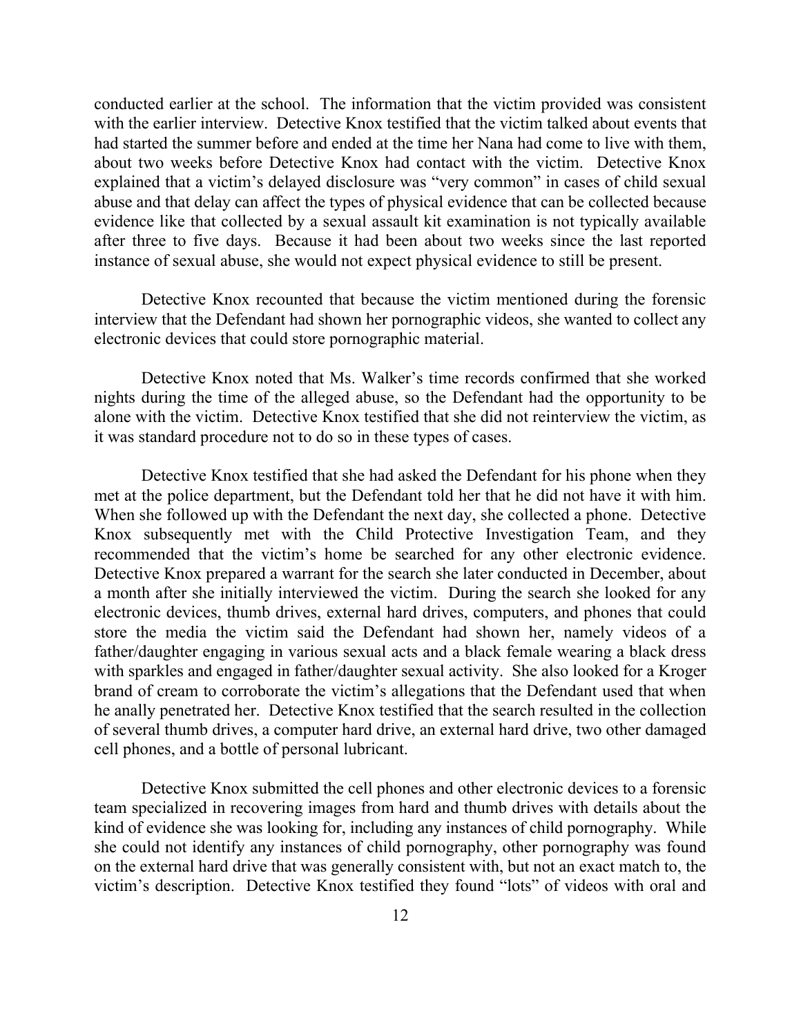conducted earlier at the school. The information that the victim provided was consistent with the earlier interview. Detective Knox testified that the victim talked about events that had started the summer before and ended at the time her Nana had come to live with them, about two weeks before Detective Knox had contact with the victim. Detective Knox explained that a victim's delayed disclosure was "very common" in cases of child sexual abuse and that delay can affect the types of physical evidence that can be collected because evidence like that collected by a sexual assault kit examination is not typically available after three to five days. Because it had been about two weeks since the last reported instance of sexual abuse, she would not expect physical evidence to still be present.

Detective Knox recounted that because the victim mentioned during the forensic interview that the Defendant had shown her pornographic videos, she wanted to collect any electronic devices that could store pornographic material.

Detective Knox noted that Ms. Walker's time records confirmed that she worked nights during the time of the alleged abuse, so the Defendant had the opportunity to be alone with the victim. Detective Knox testified that she did not reinterview the victim, as it was standard procedure not to do so in these types of cases.

Detective Knox testified that she had asked the Defendant for his phone when they met at the police department, but the Defendant told her that he did not have it with him. When she followed up with the Defendant the next day, she collected a phone. Detective Knox subsequently met with the Child Protective Investigation Team, and they recommended that the victim's home be searched for any other electronic evidence. Detective Knox prepared a warrant for the search she later conducted in December, about a month after she initially interviewed the victim. During the search she looked for any electronic devices, thumb drives, external hard drives, computers, and phones that could store the media the victim said the Defendant had shown her, namely videos of a father/daughter engaging in various sexual acts and a black female wearing a black dress with sparkles and engaged in father/daughter sexual activity. She also looked for a Kroger brand of cream to corroborate the victim's allegations that the Defendant used that when he anally penetrated her. Detective Knox testified that the search resulted in the collection of several thumb drives, a computer hard drive, an external hard drive, two other damaged cell phones, and a bottle of personal lubricant.

Detective Knox submitted the cell phones and other electronic devices to a forensic team specialized in recovering images from hard and thumb drives with details about the kind of evidence she was looking for, including any instances of child pornography. While she could not identify any instances of child pornography, other pornography was found on the external hard drive that was generally consistent with, but not an exact match to, the victim's description. Detective Knox testified they found "lots" of videos with oral and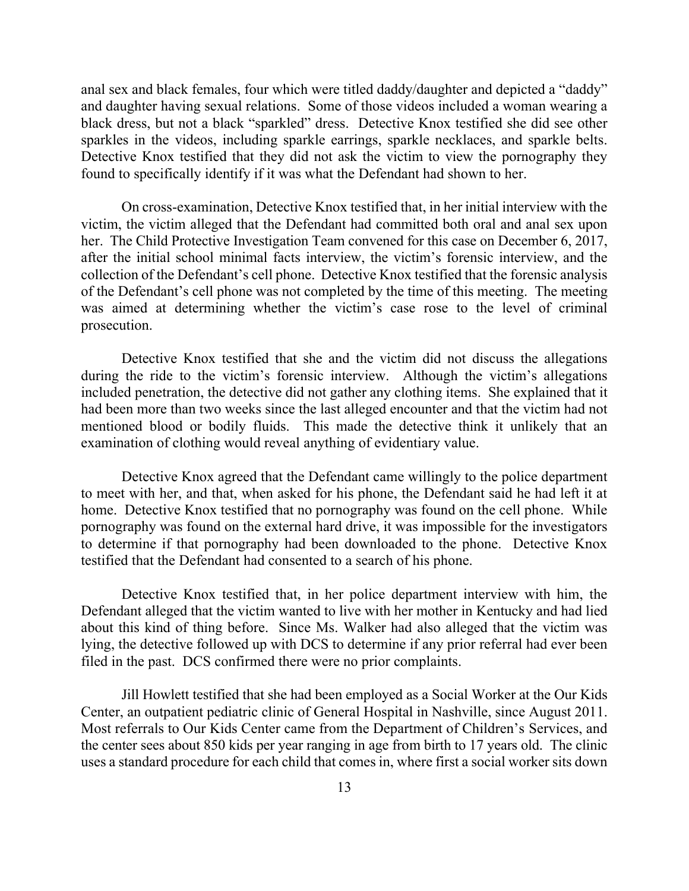anal sex and black females, four which were titled daddy/daughter and depicted a "daddy" and daughter having sexual relations. Some of those videos included a woman wearing a black dress, but not a black "sparkled" dress. Detective Knox testified she did see other sparkles in the videos, including sparkle earrings, sparkle necklaces, and sparkle belts. Detective Knox testified that they did not ask the victim to view the pornography they found to specifically identify if it was what the Defendant had shown to her.

On cross-examination, Detective Knox testified that, in her initial interview with the victim, the victim alleged that the Defendant had committed both oral and anal sex upon her. The Child Protective Investigation Team convened for this case on December 6, 2017, after the initial school minimal facts interview, the victim's forensic interview, and the collection of the Defendant's cell phone. Detective Knox testified that the forensic analysis of the Defendant's cell phone was not completed by the time of this meeting. The meeting was aimed at determining whether the victim's case rose to the level of criminal prosecution.

Detective Knox testified that she and the victim did not discuss the allegations during the ride to the victim's forensic interview. Although the victim's allegations included penetration, the detective did not gather any clothing items. She explained that it had been more than two weeks since the last alleged encounter and that the victim had not mentioned blood or bodily fluids. This made the detective think it unlikely that an examination of clothing would reveal anything of evidentiary value.

Detective Knox agreed that the Defendant came willingly to the police department to meet with her, and that, when asked for his phone, the Defendant said he had left it at home. Detective Knox testified that no pornography was found on the cell phone. While pornography was found on the external hard drive, it was impossible for the investigators to determine if that pornography had been downloaded to the phone. Detective Knox testified that the Defendant had consented to a search of his phone.

Detective Knox testified that, in her police department interview with him, the Defendant alleged that the victim wanted to live with her mother in Kentucky and had lied about this kind of thing before. Since Ms. Walker had also alleged that the victim was lying, the detective followed up with DCS to determine if any prior referral had ever been filed in the past. DCS confirmed there were no prior complaints.

Jill Howlett testified that she had been employed as a Social Worker at the Our Kids Center, an outpatient pediatric clinic of General Hospital in Nashville, since August 2011. Most referrals to Our Kids Center came from the Department of Children's Services, and the center sees about 850 kids per year ranging in age from birth to 17 years old. The clinic uses a standard procedure for each child that comes in, where first a social worker sits down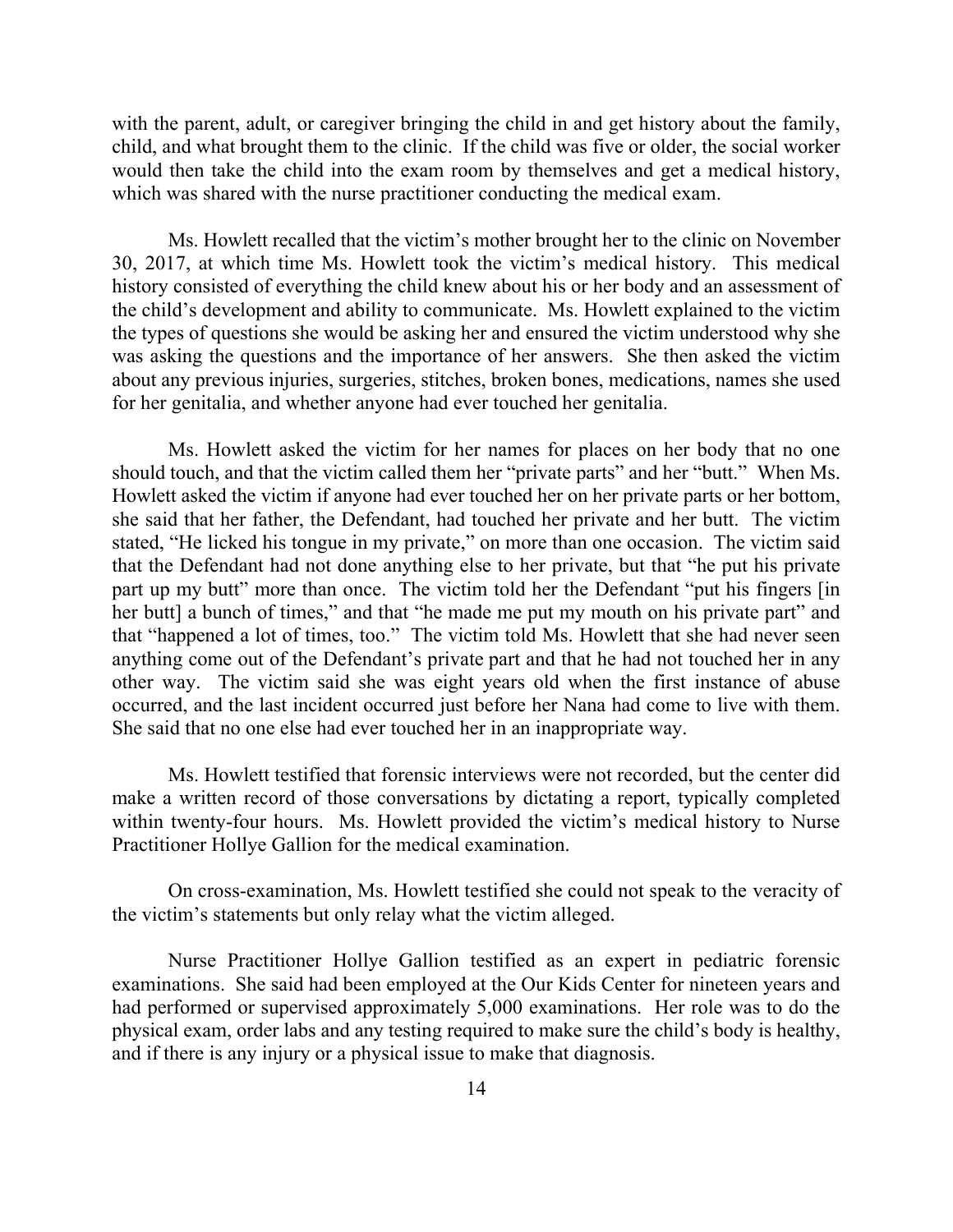with the parent, adult, or caregiver bringing the child in and get history about the family, child, and what brought them to the clinic. If the child was five or older, the social worker would then take the child into the exam room by themselves and get a medical history, which was shared with the nurse practitioner conducting the medical exam.

Ms. Howlett recalled that the victim's mother brought her to the clinic on November 30, 2017, at which time Ms. Howlett took the victim's medical history. This medical history consisted of everything the child knew about his or her body and an assessment of the child's development and ability to communicate. Ms. Howlett explained to the victim the types of questions she would be asking her and ensured the victim understood why she was asking the questions and the importance of her answers. She then asked the victim about any previous injuries, surgeries, stitches, broken bones, medications, names she used for her genitalia, and whether anyone had ever touched her genitalia.

Ms. Howlett asked the victim for her names for places on her body that no one should touch, and that the victim called them her "private parts" and her "butt." When Ms. Howlett asked the victim if anyone had ever touched her on her private parts or her bottom, she said that her father, the Defendant, had touched her private and her butt. The victim stated, "He licked his tongue in my private," on more than one occasion. The victim said that the Defendant had not done anything else to her private, but that "he put his private part up my butt" more than once. The victim told her the Defendant "put his fingers [in her butt] a bunch of times," and that "he made me put my mouth on his private part" and that "happened a lot of times, too." The victim told Ms. Howlett that she had never seen anything come out of the Defendant's private part and that he had not touched her in any other way. The victim said she was eight years old when the first instance of abuse occurred, and the last incident occurred just before her Nana had come to live with them. She said that no one else had ever touched her in an inappropriate way.

Ms. Howlett testified that forensic interviews were not recorded, but the center did make a written record of those conversations by dictating a report, typically completed within twenty-four hours. Ms. Howlett provided the victim's medical history to Nurse Practitioner Hollye Gallion for the medical examination.

On cross-examination, Ms. Howlett testified she could not speak to the veracity of the victim's statements but only relay what the victim alleged.

Nurse Practitioner Hollye Gallion testified as an expert in pediatric forensic examinations. She said had been employed at the Our Kids Center for nineteen years and had performed or supervised approximately 5,000 examinations. Her role was to do the physical exam, order labs and any testing required to make sure the child's body is healthy, and if there is any injury or a physical issue to make that diagnosis.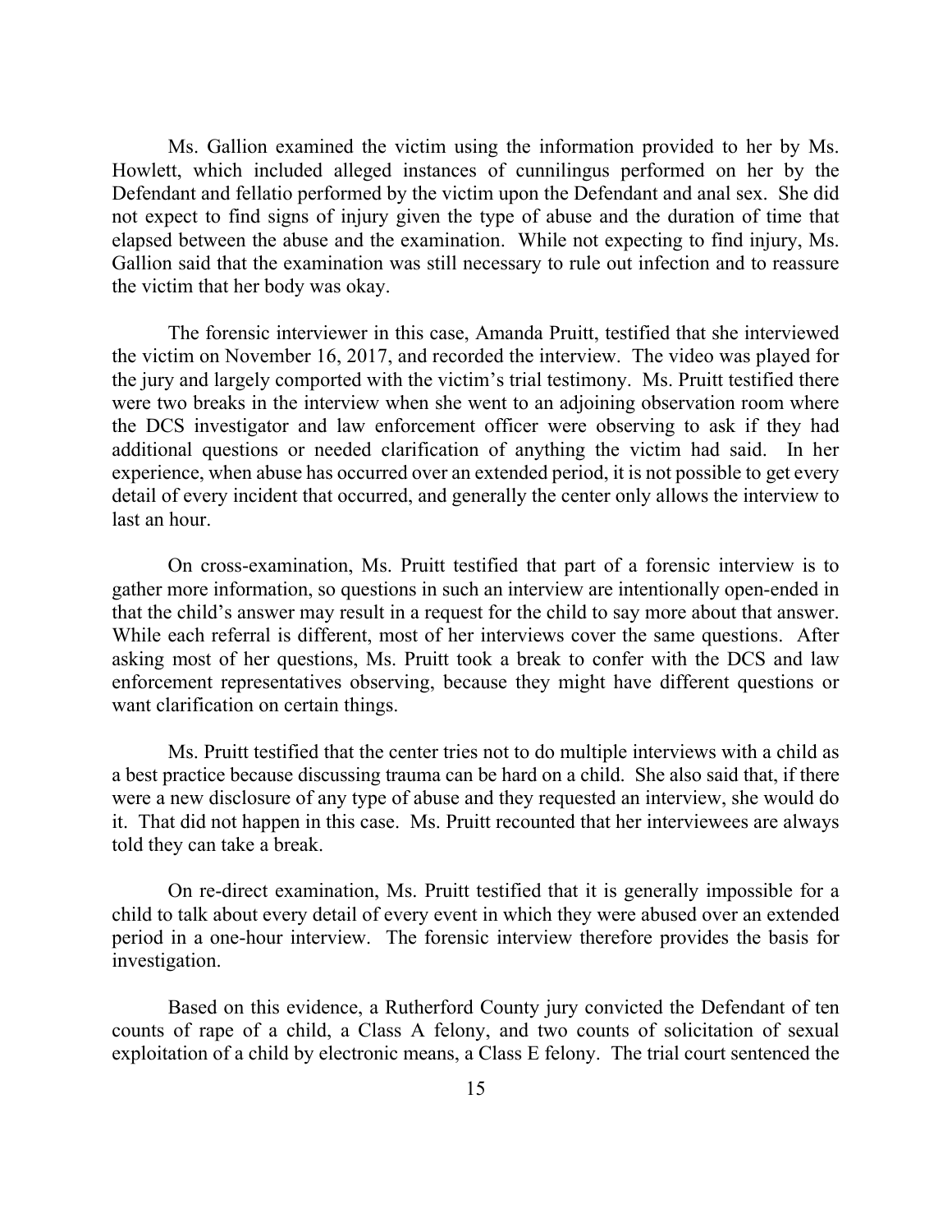Ms. Gallion examined the victim using the information provided to her by Ms. Howlett, which included alleged instances of cunnilingus performed on her by the Defendant and fellatio performed by the victim upon the Defendant and anal sex. She did not expect to find signs of injury given the type of abuse and the duration of time that elapsed between the abuse and the examination. While not expecting to find injury, Ms. Gallion said that the examination was still necessary to rule out infection and to reassure the victim that her body was okay.

The forensic interviewer in this case, Amanda Pruitt, testified that she interviewed the victim on November 16, 2017, and recorded the interview. The video was played for the jury and largely comported with the victim's trial testimony. Ms. Pruitt testified there were two breaks in the interview when she went to an adjoining observation room where the DCS investigator and law enforcement officer were observing to ask if they had additional questions or needed clarification of anything the victim had said. In her experience, when abuse has occurred over an extended period, it is not possible to get every detail of every incident that occurred, and generally the center only allows the interview to last an hour.

On cross-examination, Ms. Pruitt testified that part of a forensic interview is to gather more information, so questions in such an interview are intentionally open-ended in that the child's answer may result in a request for the child to say more about that answer. While each referral is different, most of her interviews cover the same questions. After asking most of her questions, Ms. Pruitt took a break to confer with the DCS and law enforcement representatives observing, because they might have different questions or want clarification on certain things.

Ms. Pruitt testified that the center tries not to do multiple interviews with a child as a best practice because discussing trauma can be hard on a child. She also said that, if there were a new disclosure of any type of abuse and they requested an interview, she would do it. That did not happen in this case. Ms. Pruitt recounted that her interviewees are always told they can take a break.

On re-direct examination, Ms. Pruitt testified that it is generally impossible for a child to talk about every detail of every event in which they were abused over an extended period in a one-hour interview. The forensic interview therefore provides the basis for investigation.

Based on this evidence, a Rutherford County jury convicted the Defendant of ten counts of rape of a child, a Class A felony, and two counts of solicitation of sexual exploitation of a child by electronic means, a Class E felony. The trial court sentenced the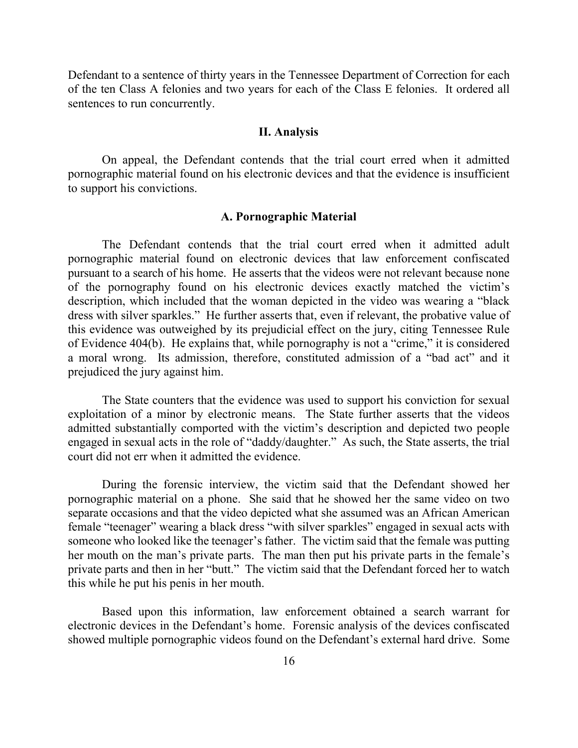Defendant to a sentence of thirty years in the Tennessee Department of Correction for each of the ten Class A felonies and two years for each of the Class E felonies. It ordered all sentences to run concurrently.

## II. Analysis

On appeal, the Defendant contends that the trial court erred when it admitted pornographic material found on his electronic devices and that the evidence is insufficient to support his convictions.

### A. Pornographic Material

The Defendant contends that the trial court erred when it admitted adult pornographic material found on electronic devices that law enforcement confiscated pursuant to a search of his home. He asserts that the videos were not relevant because none of the pornography found on his electronic devices exactly matched the victim's description, which included that the woman depicted in the video was wearing a "black dress with silver sparkles." He further asserts that, even if relevant, the probative value of this evidence was outweighed by its prejudicial effect on the jury, citing Tennessee Rule of Evidence 404(b). He explains that, while pornography is not a "crime," it is considered a moral wrong. Its admission, therefore, constituted admission of a "bad act" and it prejudiced the jury against him.

The State counters that the evidence was used to support his conviction for sexual exploitation of a minor by electronic means. The State further asserts that the videos admitted substantially comported with the victim's description and depicted two people engaged in sexual acts in the role of "daddy/daughter." As such, the State asserts, the trial court did not err when it admitted the evidence.

During the forensic interview, the victim said that the Defendant showed her pornographic material on a phone. She said that he showed her the same video on two separate occasions and that the video depicted what she assumed was an African American female "teenager" wearing a black dress "with silver sparkles" engaged in sexual acts with someone who looked like the teenager's father. The victim said that the female was putting her mouth on the man's private parts. The man then put his private parts in the female's private parts and then in her "butt." The victim said that the Defendant forced her to watch this while he put his penis in her mouth.

Based upon this information, law enforcement obtained a search warrant for electronic devices in the Defendant's home. Forensic analysis of the devices confiscated showed multiple pornographic videos found on the Defendant's external hard drive. Some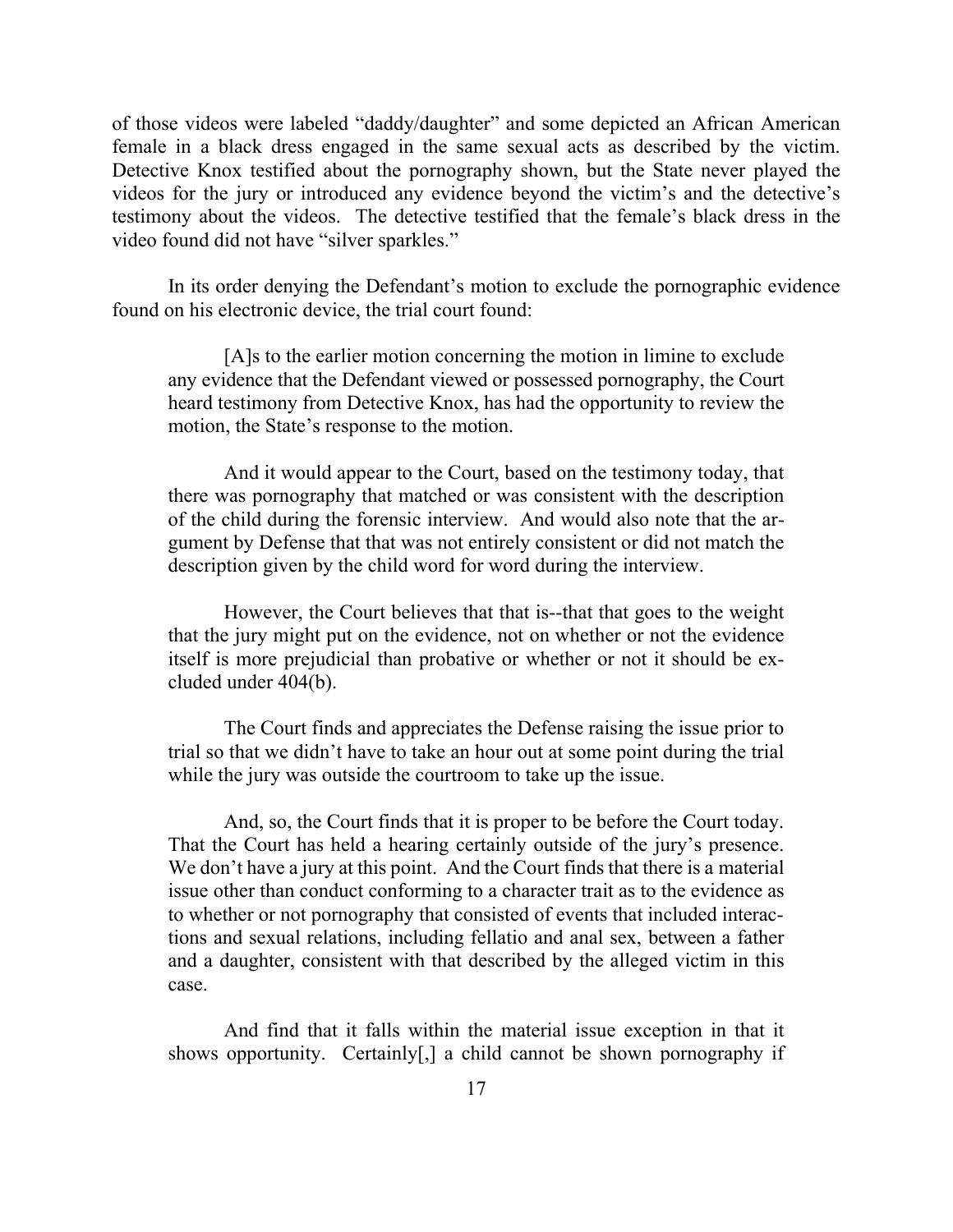of those videos were labeled "daddy/daughter" and some depicted an African American female in a black dress engaged in the same sexual acts as described by the victim. Detective Knox testified about the pornography shown, but the State never played the videos for the jury or introduced any evidence beyond the victim's and the detective's testimony about the videos. The detective testified that the female's black dress in the video found did not have "silver sparkles."

In its order denying the Defendant's motion to exclude the pornographic evidence found on his electronic device, the trial court found:

> [A]s to the earlier motion concerning the motion in limine to exclude any evidence that the Defendant viewed or possessed pornography, the Court heard testimony from Detective Knox, has had the opportunity to review the motion, the State's response to the motion.
>
> And it would appear to the Court, based on the testimony today, that there was pornography that matched or was consistent with the description of the child during the forensic interview. And would also note that the argument by Defense that that was not entirely consistent or did not match the description given by the child word for word during the interview.
>
> However, the Court believes that that is--that that goes to the weight that the jury might put on the evidence, not on whether or not the evidence itself is more prejudicial than probative or whether or not it should be excluded under 404(b).
>
> The Court finds and appreciates the Defense raising the issue prior to trial so that we didn't have to take an hour out at some point during the trial while the jury was outside the courtroom to take up the issue.
>
> And, so, the Court finds that it is proper to be before the Court today. That the Court has held a hearing certainly outside of the jury's presence. We don't have a jury at this point. And the Court finds that there is a material issue other than conduct conforming to a character trait as to the evidence as to whether or not pornography that consisted of events that included interactions and sexual relations, including fellatio and anal sex, between a father and a daughter, consistent with that described by the alleged victim in this case.
>
> And find that it falls within the material issue exception in that it shows opportunity. Certainly[,] a child cannot be shown pornography if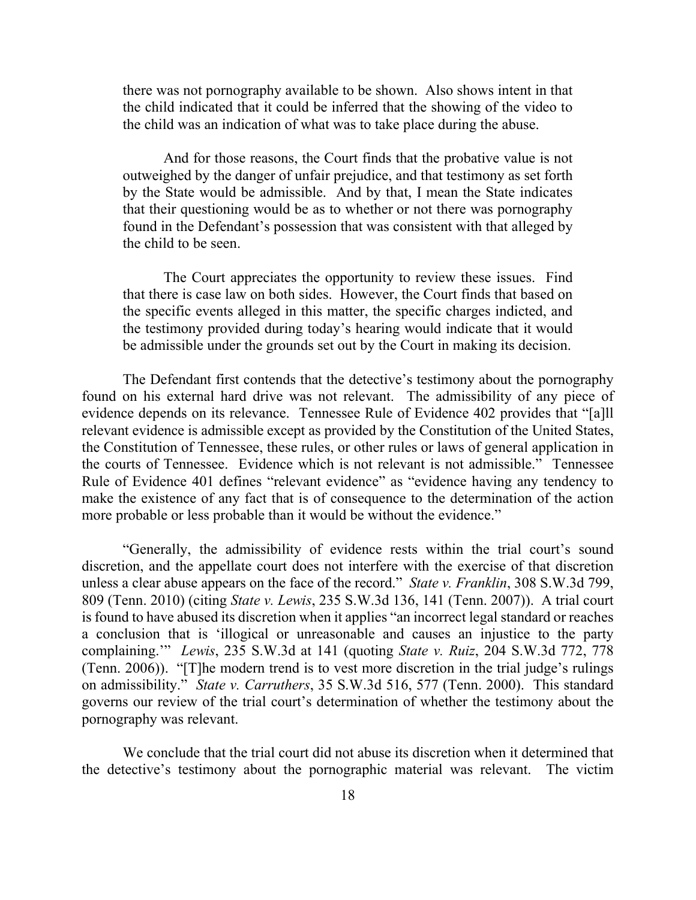> there was not pornography available to be shown. Also shows intent in that the child indicated that it could be inferred that the showing of the video to the child was an indication of what was to take place during the abuse.
>
> And for those reasons, the Court finds that the probative value is not outweighed by the danger of unfair prejudice, and that testimony as set forth by the State would be admissible. And by that, I mean the State indicates that their questioning would be as to whether or not there was pornography found in the Defendant's possession that was consistent with that alleged by the child to be seen.
>
> The Court appreciates the opportunity to review these issues. Find that there is case law on both sides. However, the Court finds that based on the specific events alleged in this matter, the specific charges indicted, and the testimony provided during today's hearing would indicate that it would be admissible under the grounds set out by the Court in making its decision.

The Defendant first contends that the detective's testimony about the pornography found on his external hard drive was not relevant. The admissibility of any piece of evidence depends on its relevance. Tennessee Rule of Evidence 402 provides that "[a]ll relevant evidence is admissible except as provided by the Constitution of the United States, the Constitution of Tennessee, these rules, or other rules or laws of general application in the courts of Tennessee. Evidence which is not relevant is not admissible." Tennessee Rule of Evidence 401 defines "relevant evidence" as "evidence having any tendency to make the existence of any fact that is of consequence to the determination of the action more probable or less probable than it would be without the evidence."

"Generally, the admissibility of evidence rests within the trial court's sound discretion, and the appellate court does not interfere with the exercise of that discretion unless a clear abuse appears on the face of the record." *State v. Franklin*, 308 S.W.3d 799, 809 (Tenn. 2010) (citing *State v. Lewis*, 235 S.W.3d 136, 141 (Tenn. 2007)). A trial court is found to have abused its discretion when it applies "an incorrect legal standard or reaches a conclusion that is 'illogical or unreasonable and causes an injustice to the party complaining.'" *Lewis*, 235 S.W.3d at 141 (quoting *State v. Ruiz*, 204 S.W.3d 772, 778 (Tenn. 2006)). "[T]he modern trend is to vest more discretion in the trial judge's rulings on admissibility." *State v. Carruthers*, 35 S.W.3d 516, 577 (Tenn. 2000). This standard governs our review of the trial court's determination of whether the testimony about the pornography was relevant.

We conclude that the trial court did not abuse its discretion when it determined that the detective's testimony about the pornographic material was relevant. The victim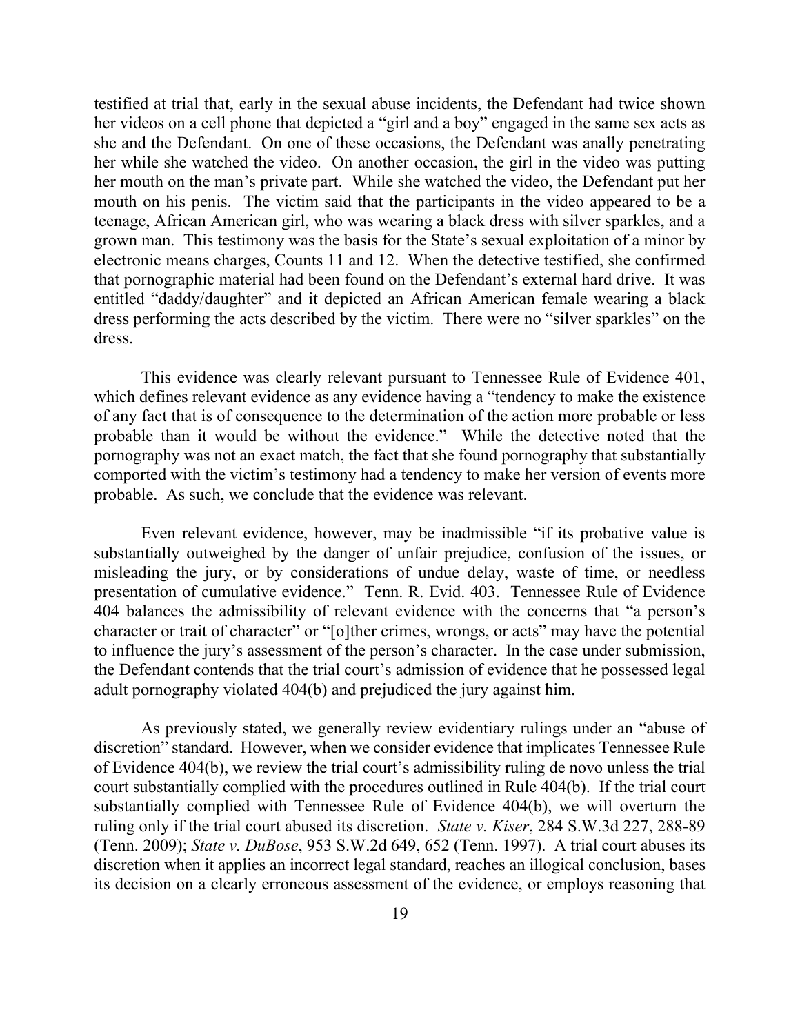testified at trial that, early in the sexual abuse incidents, the Defendant had twice shown her videos on a cell phone that depicted a "girl and a boy" engaged in the same sex acts as she and the Defendant. On one of these occasions, the Defendant was anally penetrating her while she watched the video. On another occasion, the girl in the video was putting her mouth on the man's private part. While she watched the video, the Defendant put her mouth on his penis. The victim said that the participants in the video appeared to be a teenage, African American girl, who was wearing a black dress with silver sparkles, and a grown man. This testimony was the basis for the State's sexual exploitation of a minor by electronic means charges, Counts 11 and 12. When the detective testified, she confirmed that pornographic material had been found on the Defendant's external hard drive. It was entitled "daddy/daughter" and it depicted an African American female wearing a black dress performing the acts described by the victim. There were no "silver sparkles" on the dress.

This evidence was clearly relevant pursuant to Tennessee Rule of Evidence 401, which defines relevant evidence as any evidence having a "tendency to make the existence of any fact that is of consequence to the determination of the action more probable or less probable than it would be without the evidence." While the detective noted that the pornography was not an exact match, the fact that she found pornography that substantially comported with the victim's testimony had a tendency to make her version of events more probable. As such, we conclude that the evidence was relevant.

Even relevant evidence, however, may be inadmissible "if its probative value is substantially outweighed by the danger of unfair prejudice, confusion of the issues, or misleading the jury, or by considerations of undue delay, waste of time, or needless presentation of cumulative evidence." Tenn. R. Evid. 403. Tennessee Rule of Evidence 404 balances the admissibility of relevant evidence with the concerns that "a person's character or trait of character" or "[o]ther crimes, wrongs, or acts" may have the potential to influence the jury's assessment of the person's character. In the case under submission, the Defendant contends that the trial court's admission of evidence that he possessed legal adult pornography violated 404(b) and prejudiced the jury against him.

As previously stated, we generally review evidentiary rulings under an "abuse of discretion" standard. However, when we consider evidence that implicates Tennessee Rule of Evidence 404(b), we review the trial court's admissibility ruling de novo unless the trial court substantially complied with the procedures outlined in Rule 404(b). If the trial court substantially complied with Tennessee Rule of Evidence 404(b), we will overturn the ruling only if the trial court abused its discretion. *State v. Kiser*, 284 S.W.3d 227, 288-89 (Tenn. 2009); *State v. DuBose*, 953 S.W.2d 649, 652 (Tenn. 1997). A trial court abuses its discretion when it applies an incorrect legal standard, reaches an illogical conclusion, bases its decision on a clearly erroneous assessment of the evidence, or employs reasoning that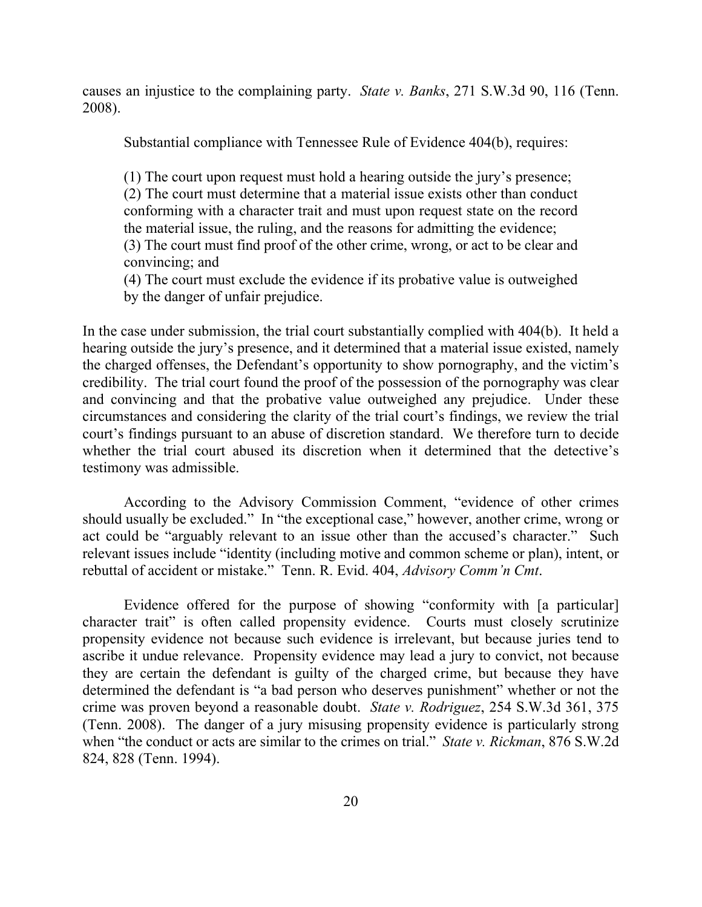causes an injustice to the complaining party. *State v. Banks*, 271 S.W.3d 90, 116 (Tenn. 2008).

> Substantial compliance with Tennessee Rule of Evidence 404(b), requires:
>
> (1) The court upon request must hold a hearing outside the jury's presence;
> (2) The court must determine that a material issue exists other than conduct conforming with a character trait and must upon request state on the record the material issue, the ruling, and the reasons for admitting the evidence;
> (3) The court must find proof of the other crime, wrong, or act to be clear and convincing; and
> (4) The court must exclude the evidence if its probative value is outweighed by the danger of unfair prejudice.

In the case under submission, the trial court substantially complied with 404(b). It held a hearing outside the jury's presence, and it determined that a material issue existed, namely the charged offenses, the Defendant's opportunity to show pornography, and the victim's credibility. The trial court found the proof of the possession of the pornography was clear and convincing and that the probative value outweighed any prejudice. Under these circumstances and considering the clarity of the trial court's findings, we review the trial court's findings pursuant to an abuse of discretion standard. We therefore turn to decide whether the trial court abused its discretion when it determined that the detective's testimony was admissible.

According to the Advisory Commission Comment, "evidence of other crimes should usually be excluded." In "the exceptional case," however, another crime, wrong or act could be "arguably relevant to an issue other than the accused's character." Such relevant issues include "identity (including motive and common scheme or plan), intent, or rebuttal of accident or mistake." Tenn. R. Evid. 404, *Advisory Comm'n Cmt*.

Evidence offered for the purpose of showing "conformity with [a particular] character trait" is often called propensity evidence. Courts must closely scrutinize propensity evidence not because such evidence is irrelevant, but because juries tend to ascribe it undue relevance. Propensity evidence may lead a jury to convict, not because they are certain the defendant is guilty of the charged crime, but because they have determined the defendant is "a bad person who deserves punishment" whether or not the crime was proven beyond a reasonable doubt. *State v. Rodriguez*, 254 S.W.3d 361, 375 (Tenn. 2008). The danger of a jury misusing propensity evidence is particularly strong when "the conduct or acts are similar to the crimes on trial." *State v. Rickman*, 876 S.W.2d 824, 828 (Tenn. 1994).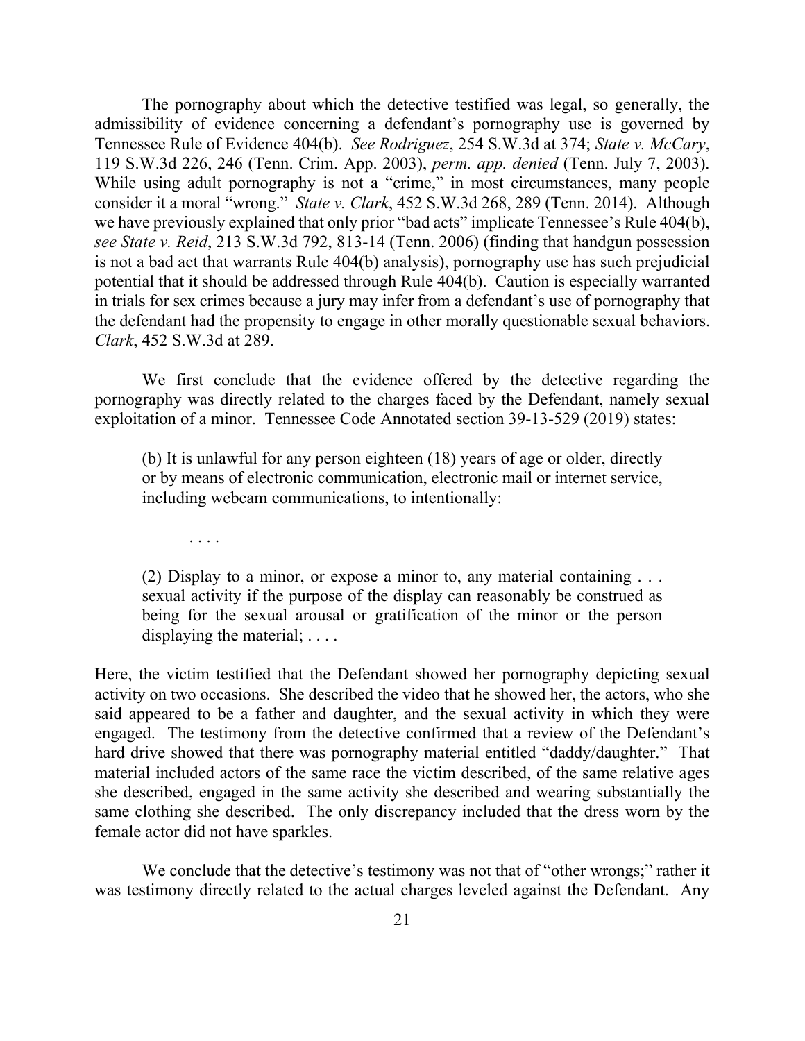The pornography about which the detective testified was legal, so generally, the admissibility of evidence concerning a defendant's pornography use is governed by Tennessee Rule of Evidence 404(b). *See Rodriguez*, 254 S.W.3d at 374; *State v. McCary*, 119 S.W.3d 226, 246 (Tenn. Crim. App. 2003), *perm. app. denied* (Tenn. July 7, 2003). While using adult pornography is not a "crime," in most circumstances, many people consider it a moral "wrong." *State v. Clark*, 452 S.W.3d 268, 289 (Tenn. 2014). Although we have previously explained that only prior "bad acts" implicate Tennessee's Rule 404(b), *see State v. Reid*, 213 S.W.3d 792, 813-14 (Tenn. 2006) (finding that handgun possession is not a bad act that warrants Rule 404(b) analysis), pornography use has such prejudicial potential that it should be addressed through Rule 404(b). Caution is especially warranted in trials for sex crimes because a jury may infer from a defendant's use of pornography that the defendant had the propensity to engage in other morally questionable sexual behaviors. *Clark*, 452 S.W.3d at 289.

We first conclude that the evidence offered by the detective regarding the pornography was directly related to the charges faced by the Defendant, namely sexual exploitation of a minor. Tennessee Code Annotated section 39-13-529 (2019) states:

> (b) It is unlawful for any person eighteen (18) years of age or older, directly or by means of electronic communication, electronic mail or internet service, including webcam communications, to intentionally:
>
> . . . .
>
> (2) Display to a minor, or expose a minor to, any material containing . . . sexual activity if the purpose of the display can reasonably be construed as being for the sexual arousal or gratification of the minor or the person displaying the material; . . . .

Here, the victim testified that the Defendant showed her pornography depicting sexual activity on two occasions. She described the video that he showed her, the actors, who she said appeared to be a father and daughter, and the sexual activity in which they were engaged. The testimony from the detective confirmed that a review of the Defendant's hard drive showed that there was pornography material entitled "daddy/daughter." That material included actors of the same race the victim described, of the same relative ages she described, engaged in the same activity she described and wearing substantially the same clothing she described. The only discrepancy included that the dress worn by the female actor did not have sparkles.

We conclude that the detective's testimony was not that of "other wrongs;" rather it was testimony directly related to the actual charges leveled against the Defendant. Any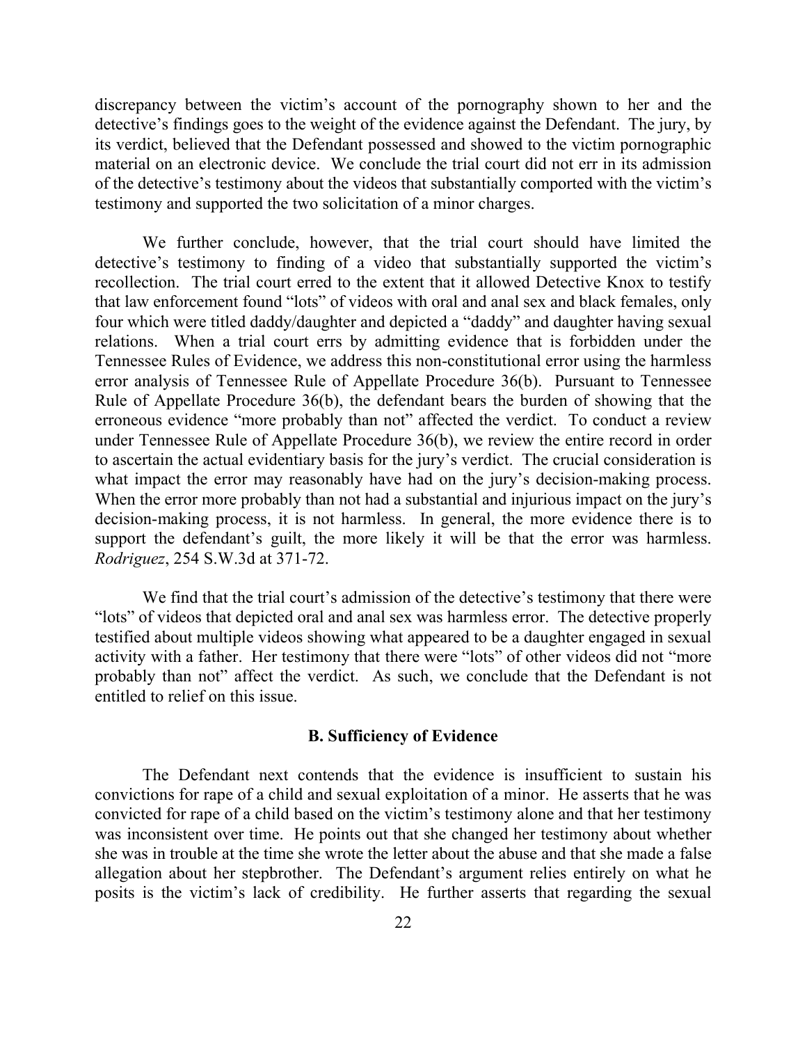discrepancy between the victim's account of the pornography shown to her and the detective's findings goes to the weight of the evidence against the Defendant. The jury, by its verdict, believed that the Defendant possessed and showed to the victim pornographic material on an electronic device. We conclude the trial court did not err in its admission of the detective's testimony about the videos that substantially comported with the victim's testimony and supported the two solicitation of a minor charges.

We further conclude, however, that the trial court should have limited the detective's testimony to finding of a video that substantially supported the victim's recollection. The trial court erred to the extent that it allowed Detective Knox to testify that law enforcement found "lots" of videos with oral and anal sex and black females, only four which were titled daddy/daughter and depicted a "daddy" and daughter having sexual relations. When a trial court errs by admitting evidence that is forbidden under the Tennessee Rules of Evidence, we address this non-constitutional error using the harmless error analysis of Tennessee Rule of Appellate Procedure 36(b). Pursuant to Tennessee Rule of Appellate Procedure 36(b), the defendant bears the burden of showing that the erroneous evidence "more probably than not" affected the verdict. To conduct a review under Tennessee Rule of Appellate Procedure 36(b), we review the entire record in order to ascertain the actual evidentiary basis for the jury's verdict. The crucial consideration is what impact the error may reasonably have had on the jury's decision-making process. When the error more probably than not had a substantial and injurious impact on the jury's decision-making process, it is not harmless. In general, the more evidence there is to support the defendant's guilt, the more likely it will be that the error was harmless. *Rodriguez*, 254 S.W.3d at 371-72.

We find that the trial court's admission of the detective's testimony that there were "lots" of videos that depicted oral and anal sex was harmless error. The detective properly testified about multiple videos showing what appeared to be a daughter engaged in sexual activity with a father. Her testimony that there were "lots" of other videos did not "more probably than not" affect the verdict. As such, we conclude that the Defendant is not entitled to relief on this issue.

## B. Sufficiency of Evidence

The Defendant next contends that the evidence is insufficient to sustain his convictions for rape of a child and sexual exploitation of a minor. He asserts that he was convicted for rape of a child based on the victim's testimony alone and that her testimony was inconsistent over time. He points out that she changed her testimony about whether she was in trouble at the time she wrote the letter about the abuse and that she made a false allegation about her stepbrother. The Defendant's argument relies entirely on what he posits is the victim's lack of credibility. He further asserts that regarding the sexual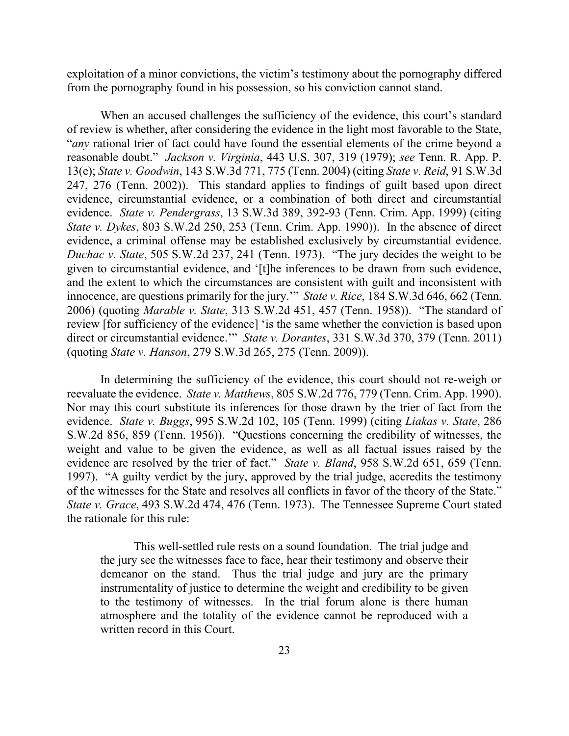exploitation of a minor convictions, the victim's testimony about the pornography differed from the pornography found in his possession, so his conviction cannot stand.

When an accused challenges the sufficiency of the evidence, this court's standard of review is whether, after considering the evidence in the light most favorable to the State, "*any* rational trier of fact could have found the essential elements of the crime beyond a reasonable doubt." *Jackson v. Virginia*, 443 U.S. 307, 319 (1979); *see* Tenn. R. App. P. 13(e); *State v. Goodwin*, 143 S.W.3d 771, 775 (Tenn. 2004) (citing *State v. Reid*, 91 S.W.3d 247, 276 (Tenn. 2002)). This standard applies to findings of guilt based upon direct evidence, circumstantial evidence, or a combination of both direct and circumstantial evidence. *State v. Pendergrass*, 13 S.W.3d 389, 392-93 (Tenn. Crim. App. 1999) (citing *State v. Dykes*, 803 S.W.2d 250, 253 (Tenn. Crim. App. 1990)). In the absence of direct evidence, a criminal offense may be established exclusively by circumstantial evidence. *Duchac v. State*, 505 S.W.2d 237, 241 (Tenn. 1973). "The jury decides the weight to be given to circumstantial evidence, and '[t]he inferences to be drawn from such evidence, and the extent to which the circumstances are consistent with guilt and inconsistent with innocence, are questions primarily for the jury.'" *State v. Rice*, 184 S.W.3d 646, 662 (Tenn. 2006) (quoting *Marable v. State*, 313 S.W.2d 451, 457 (Tenn. 1958)). "The standard of review [for sufficiency of the evidence] 'is the same whether the conviction is based upon direct or circumstantial evidence.'" *State v. Dorantes*, 331 S.W.3d 370, 379 (Tenn. 2011) (quoting *State v. Hanson*, 279 S.W.3d 265, 275 (Tenn. 2009)).

In determining the sufficiency of the evidence, this court should not re-weigh or reevaluate the evidence. *State v. Matthews*, 805 S.W.2d 776, 779 (Tenn. Crim. App. 1990). Nor may this court substitute its inferences for those drawn by the trier of fact from the evidence. *State v. Buggs*, 995 S.W.2d 102, 105 (Tenn. 1999) (citing *Liakas v. State*, 286 S.W.2d 856, 859 (Tenn. 1956)). "Questions concerning the credibility of witnesses, the weight and value to be given the evidence, as well as all factual issues raised by the evidence are resolved by the trier of fact." *State v. Bland*, 958 S.W.2d 651, 659 (Tenn. 1997). "A guilty verdict by the jury, approved by the trial judge, accredits the testimony of the witnesses for the State and resolves all conflicts in favor of the theory of the State." *State v. Grace*, 493 S.W.2d 474, 476 (Tenn. 1973). The Tennessee Supreme Court stated the rationale for this rule:

> This well-settled rule rests on a sound foundation. The trial judge and the jury see the witnesses face to face, hear their testimony and observe their demeanor on the stand. Thus the trial judge and jury are the primary instrumentality of justice to determine the weight and credibility to be given to the testimony of witnesses. In the trial forum alone is there human atmosphere and the totality of the evidence cannot be reproduced with a written record in this Court.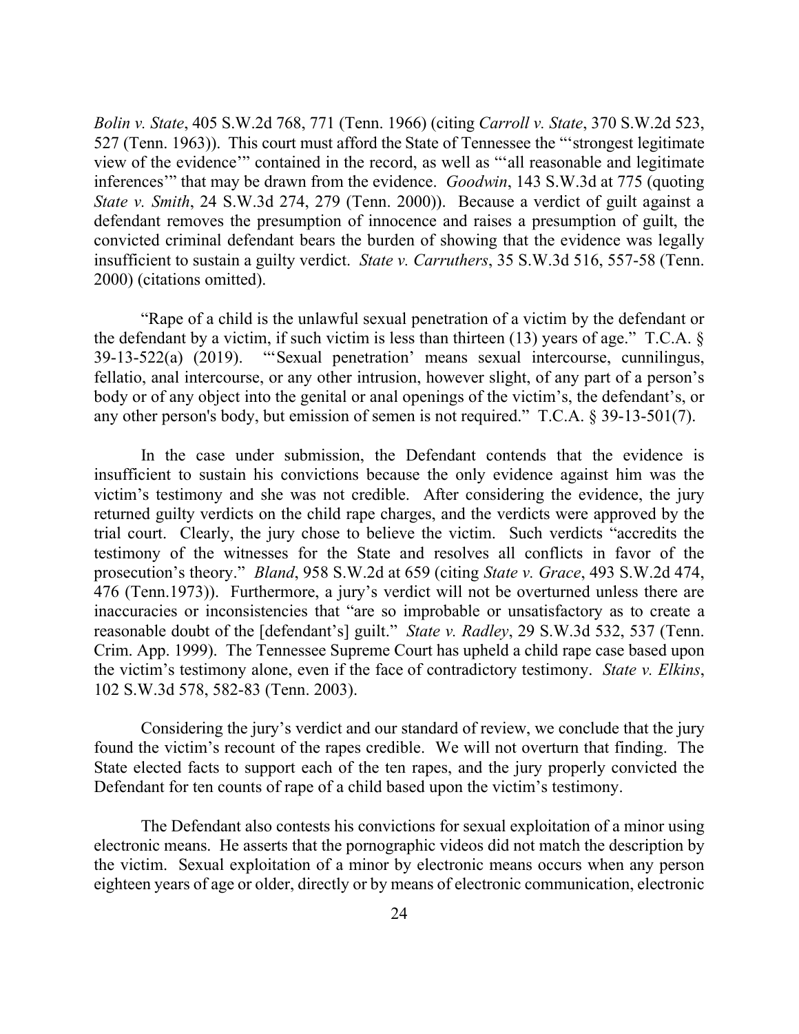*Bolin v. State*, 405 S.W.2d 768, 771 (Tenn. 1966) (citing *Carroll v. State*, 370 S.W.2d 523, 527 (Tenn. 1963)). This court must afford the State of Tennessee the "'strongest legitimate view of the evidence'" contained in the record, as well as "'all reasonable and legitimate inferences'" that may be drawn from the evidence. *Goodwin*, 143 S.W.3d at 775 (quoting *State v. Smith*, 24 S.W.3d 274, 279 (Tenn. 2000)). Because a verdict of guilt against a defendant removes the presumption of innocence and raises a presumption of guilt, the convicted criminal defendant bears the burden of showing that the evidence was legally insufficient to sustain a guilty verdict. *State v. Carruthers*, 35 S.W.3d 516, 557-58 (Tenn. 2000) (citations omitted).

"Rape of a child is the unlawful sexual penetration of a victim by the defendant or the defendant by a victim, if such victim is less than thirteen (13) years of age." T.C.A. § 39-13-522(a) (2019). "'Sexual penetration' means sexual intercourse, cunnilingus, fellatio, anal intercourse, or any other intrusion, however slight, of any part of a person's body or of any object into the genital or anal openings of the victim's, the defendant's, or any other person's body, but emission of semen is not required." T.C.A. § 39-13-501(7).

In the case under submission, the Defendant contends that the evidence is insufficient to sustain his convictions because the only evidence against him was the victim's testimony and she was not credible. After considering the evidence, the jury returned guilty verdicts on the child rape charges, and the verdicts were approved by the trial court. Clearly, the jury chose to believe the victim. Such verdicts "accredits the testimony of the witnesses for the State and resolves all conflicts in favor of the prosecution's theory." *Bland*, 958 S.W.2d at 659 (citing *State v. Grace*, 493 S.W.2d 474, 476 (Tenn.1973)). Furthermore, a jury's verdict will not be overturned unless there are inaccuracies or inconsistencies that "are so improbable or unsatisfactory as to create a reasonable doubt of the [defendant's] guilt." *State v. Radley*, 29 S.W.3d 532, 537 (Tenn. Crim. App. 1999). The Tennessee Supreme Court has upheld a child rape case based upon the victim's testimony alone, even if the face of contradictory testimony. *State v. Elkins*, 102 S.W.3d 578, 582-83 (Tenn. 2003).

Considering the jury's verdict and our standard of review, we conclude that the jury found the victim's recount of the rapes credible. We will not overturn that finding. The State elected facts to support each of the ten rapes, and the jury properly convicted the Defendant for ten counts of rape of a child based upon the victim's testimony.

The Defendant also contests his convictions for sexual exploitation of a minor using electronic means. He asserts that the pornographic videos did not match the description by the victim. Sexual exploitation of a minor by electronic means occurs when any person eighteen years of age or older, directly or by means of electronic communication, electronic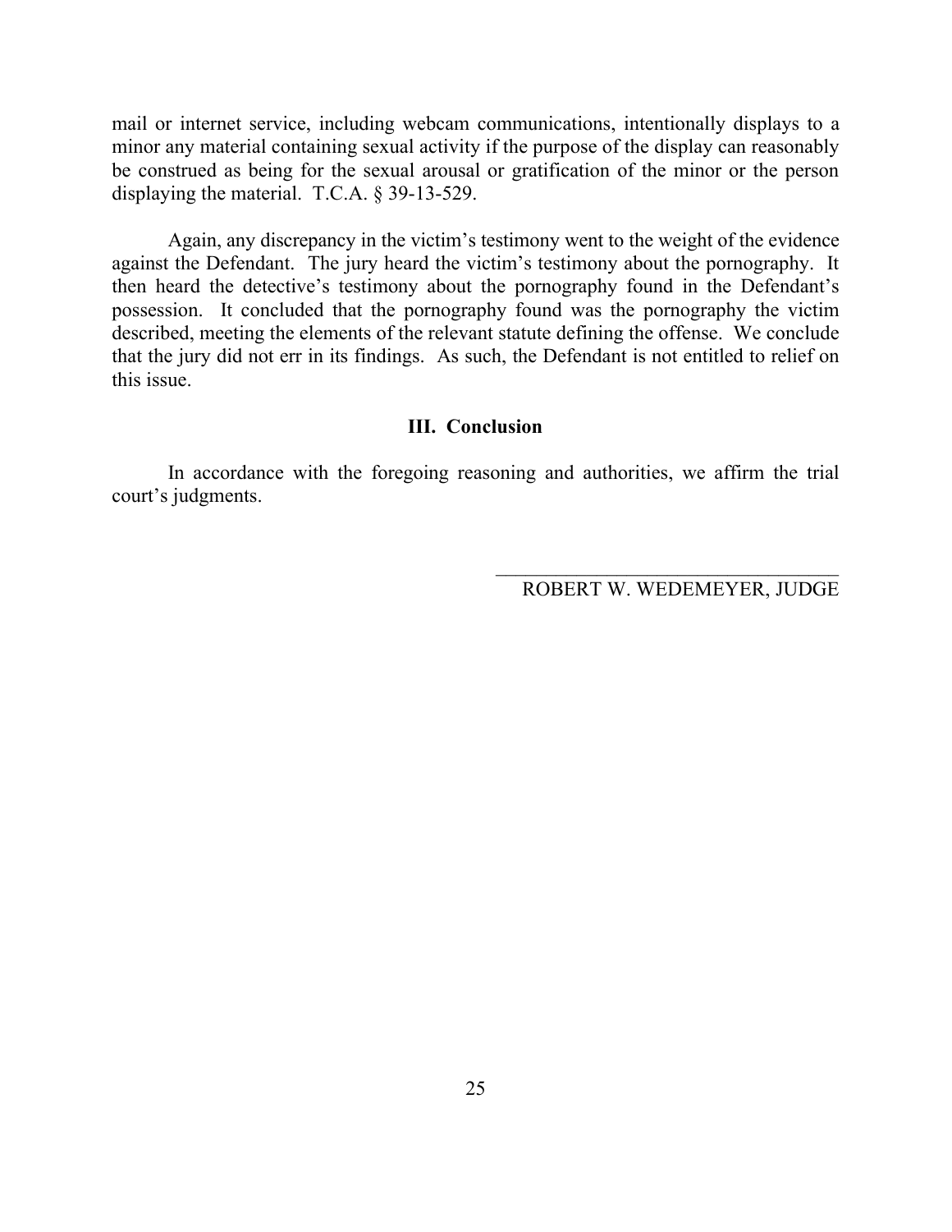mail or internet service, including webcam communications, intentionally displays to a minor any material containing sexual activity if the purpose of the display can reasonably be construed as being for the sexual arousal or gratification of the minor or the person displaying the material. T.C.A. § 39-13-529.

Again, any discrepancy in the victim's testimony went to the weight of the evidence against the Defendant. The jury heard the victim's testimony about the pornography. It then heard the detective's testimony about the pornography found in the Defendant's possession. It concluded that the pornography found was the pornography the victim described, meeting the elements of the relevant statute defining the offense. We conclude that the jury did not err in its findings. As such, the Defendant is not entitled to relief on this issue.

## III. Conclusion

In accordance with the foregoing reasoning and authorities, we affirm the trial court's judgments.

\_\_\_\_\_\_\_\_\_\_\_\_\_\_\_\_\_\_\_\_\_\_\_\_\_\_\_\_\_\_\_\_\_\_

ROBERT W. WEDEMEYER, JUDGE